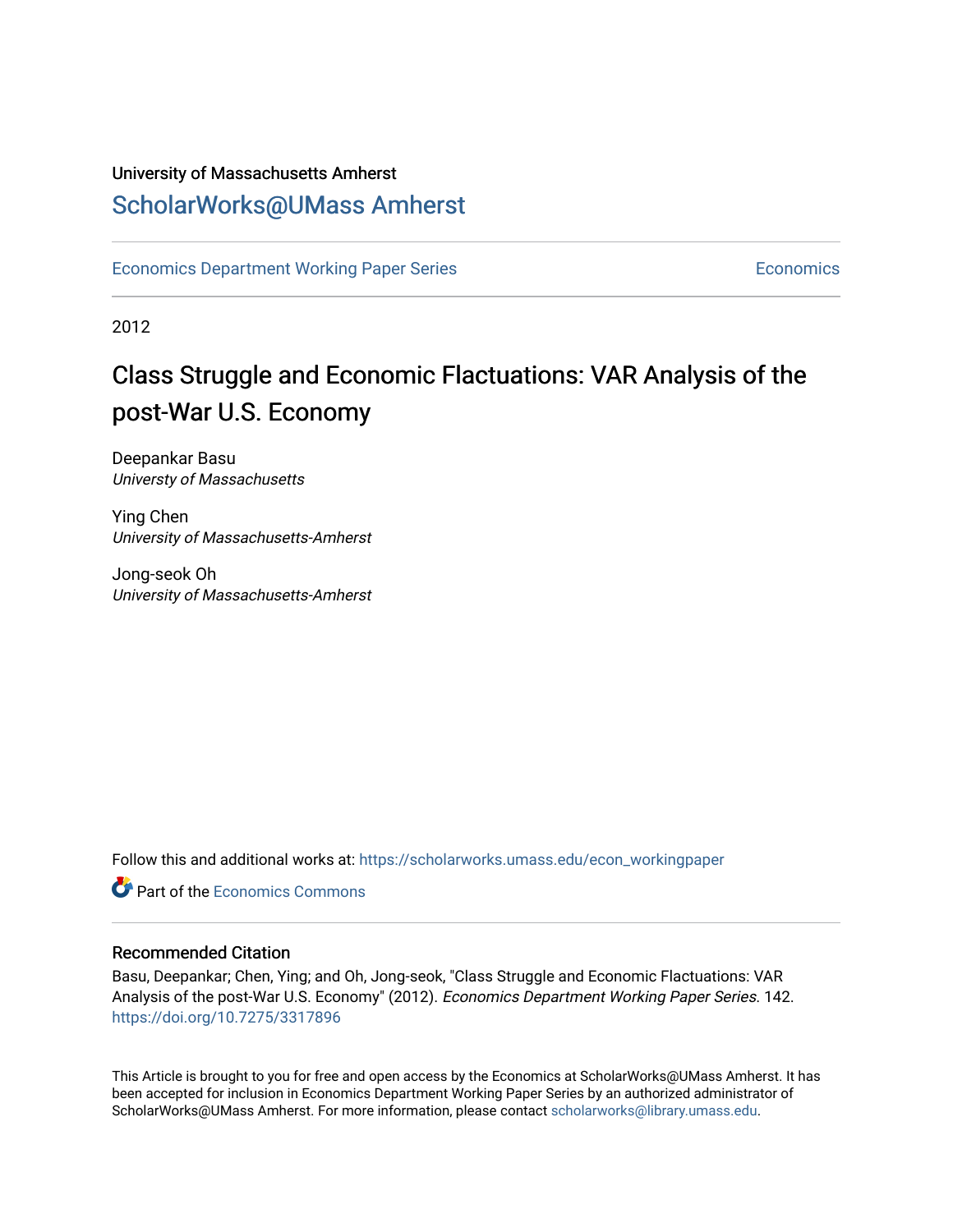University of Massachusetts Amherst

ScholarWorks@UMass Amherst

Economics Department Working Paper Series | Economics

2012

# Class Struggle and Economic Flactuations: VAR Analysis of the post-War U.S. Economy

Deepankar Basu
*Universty of Massachusetts*

Ying Chen
*University of Massachusetts-Amherst*

Jong-seok Oh
*University of Massachusetts-Amherst*

Follow this and additional works at: https://scholarworks.umass.edu/econ_workingpaper

Part of the Economics Commons

## Recommended Citation

Basu, Deepankar; Chen, Ying; and Oh, Jong-seok, "Class Struggle and Economic Flactuations: VAR Analysis of the post-War U.S. Economy" (2012). *Economics Department Working Paper Series*. 142.
https://doi.org/10.7275/3317896

This Article is brought to you for free and open access by the Economics at ScholarWorks@UMass Amherst. It has been accepted for inclusion in Economics Department Working Paper Series by an authorized administrator of ScholarWorks@UMass Amherst. For more information, please contact scholarworks@library.umass.edu.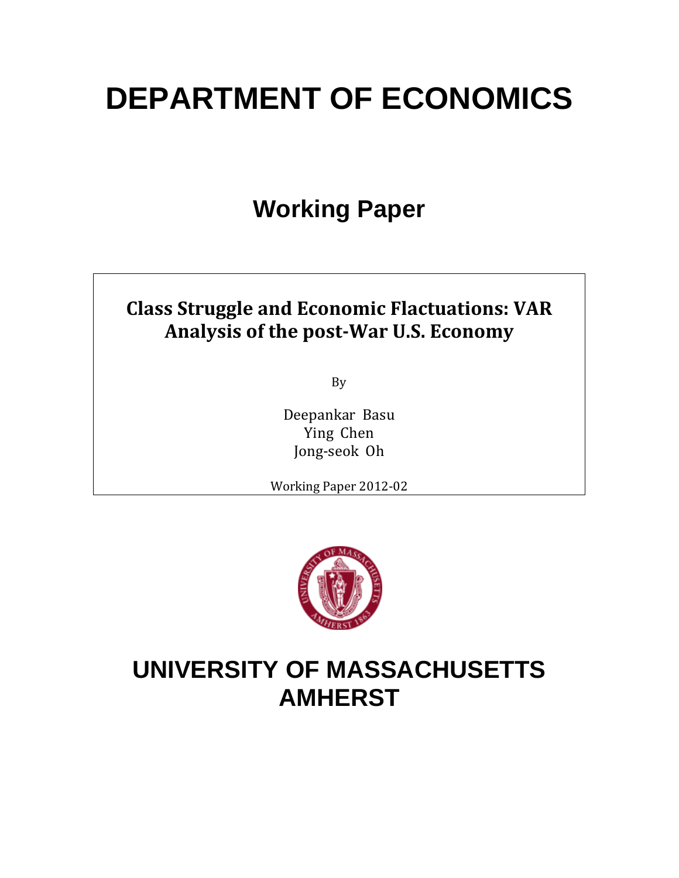# DEPARTMENT OF ECONOMICS

## Working Paper

**Class Struggle and Economic Flactuations: VAR Analysis of the post-War U.S. Economy**

By

Deepankar Basu
Ying Chen
Jong-seok Oh

Working Paper 2012-02

# UNIVERSITY OF MASSACHUSETTS AMHERST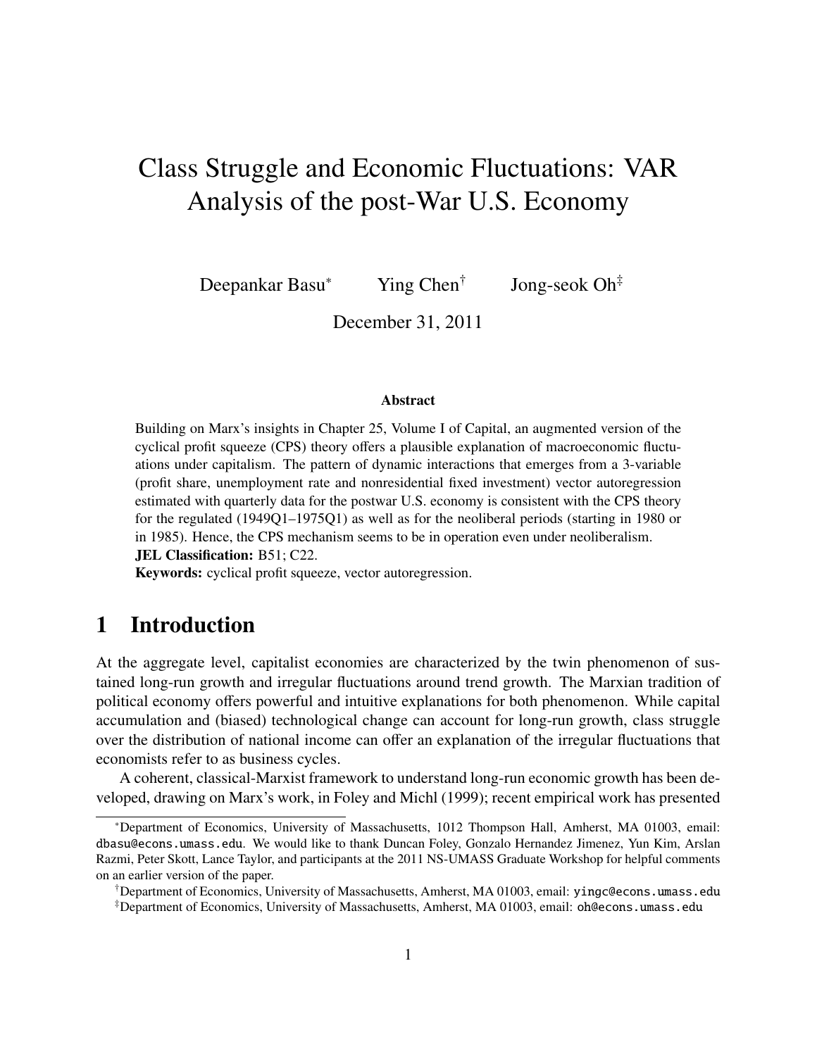# Class Struggle and Economic Fluctuations: VAR Analysis of the post-War U.S. Economy

Deepankar Basu[*] Ying Chen[†] Jong-seok Oh[‡]

December 31, 2011

### Abstract

Building on Marx's insights in Chapter 25, Volume I of Capital, an augmented version of the cyclical profit squeeze (CPS) theory offers a plausible explanation of macroeconomic fluctuations under capitalism. The pattern of dynamic interactions that emerges from a 3-variable (profit share, unemployment rate and nonresidential fixed investment) vector autoregression estimated with quarterly data for the postwar U.S. economy is consistent with the CPS theory for the regulated (1949Q1–1975Q1) as well as for the neoliberal periods (starting in 1980 or in 1985). Hence, the CPS mechanism seems to be in operation even under neoliberalism.

**JEL Classification:** B51; C22.

**Keywords:** cyclical profit squeeze, vector autoregression.

## 1 Introduction

At the aggregate level, capitalist economies are characterized by the twin phenomenon of sustained long-run growth and irregular fluctuations around trend growth. The Marxian tradition of political economy offers powerful and intuitive explanations for both phenomenon. While capital accumulation and (biased) technological change can account for long-run growth, class struggle over the distribution of national income can offer an explanation of the irregular fluctuations that economists refer to as business cycles.

A coherent, classical-Marxist framework to understand long-run economic growth has been developed, drawing on Marx's work, in Foley and Michl (1999); recent empirical work has presented

---

[*] Department of Economics, University of Massachusetts, 1012 Thompson Hall, Amherst, MA 01003, email: dbasu@econs.umass.edu. We would like to thank Duncan Foley, Gonzalo Hernandez Jimenez, Yun Kim, Arslan Razmi, Peter Skott, Lance Taylor, and participants at the 2011 NS-UMASS Graduate Workshop for helpful comments on an earlier version of the paper.

[†] Department of Economics, University of Massachusetts, Amherst, MA 01003, email: yingc@econs.umass.edu

[‡] Department of Economics, University of Massachusetts, Amherst, MA 01003, email: oh@econs.umass.edu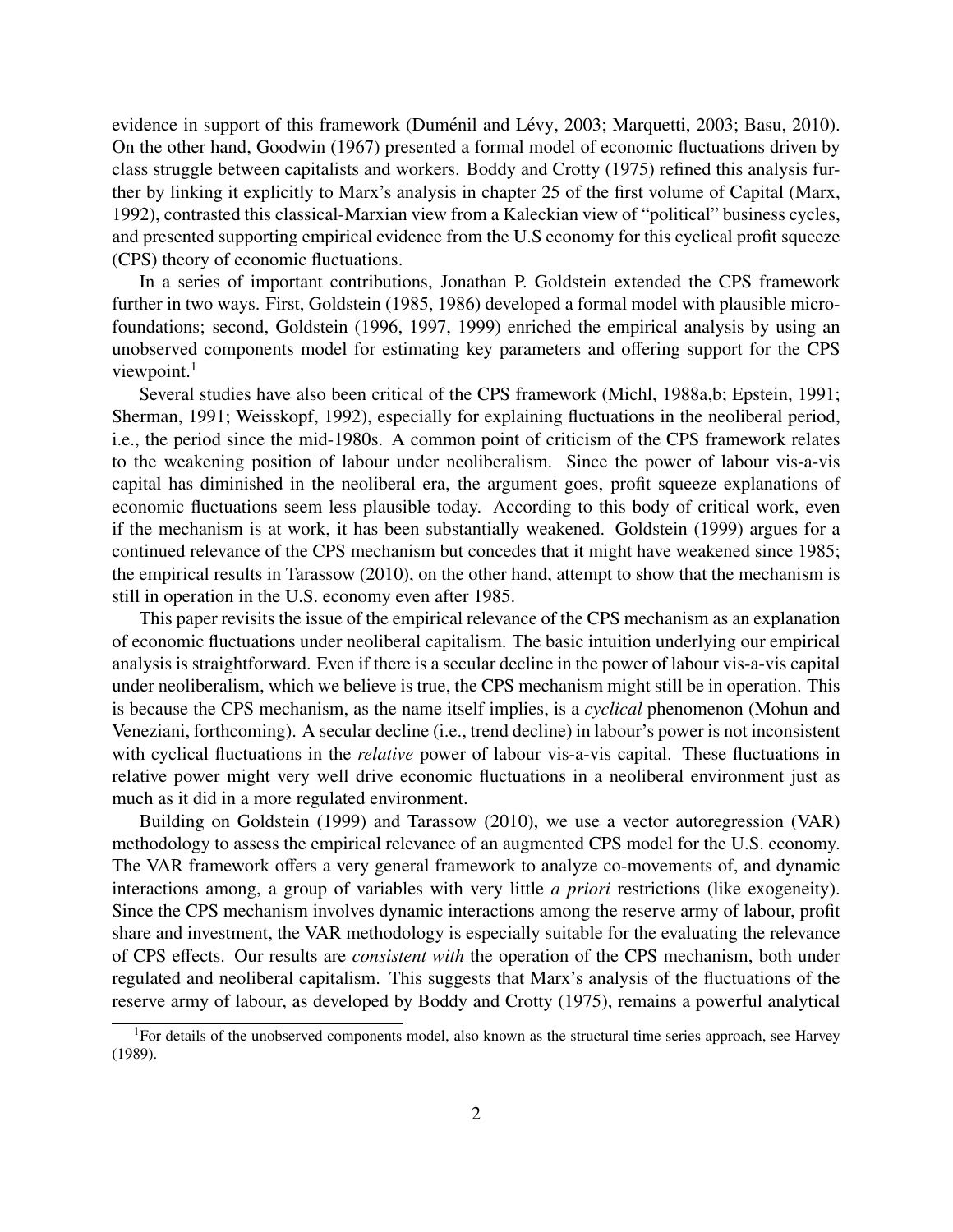evidence in support of this framework (Duménil and Lévy, 2003; Marquetti, 2003; Basu, 2010). On the other hand, Goodwin (1967) presented a formal model of economic fluctuations driven by class struggle between capitalists and workers. Boddy and Crotty (1975) refined this analysis further by linking it explicitly to Marx's analysis in chapter 25 of the first volume of Capital (Marx, 1992), contrasted this classical-Marxian view from a Kaleckian view of "political" business cycles, and presented supporting empirical evidence from the U.S economy for this cyclical profit squeeze (CPS) theory of economic fluctuations.

In a series of important contributions, Jonathan P. Goldstein extended the CPS framework further in two ways. First, Goldstein (1985, 1986) developed a formal model with plausible microfoundations; second, Goldstein (1996, 1997, 1999) enriched the empirical analysis by using an unobserved components model for estimating key parameters and offering support for the CPS viewpoint.[1]

Several studies have also been critical of the CPS framework (Michl, 1988a,b; Epstein, 1991; Sherman, 1991; Weisskopf, 1992), especially for explaining fluctuations in the neoliberal period, i.e., the period since the mid-1980s. A common point of criticism of the CPS framework relates to the weakening position of labour under neoliberalism. Since the power of labour vis-a-vis capital has diminished in the neoliberal era, the argument goes, profit squeeze explanations of economic fluctuations seem less plausible today. According to this body of critical work, even if the mechanism is at work, it has been substantially weakened. Goldstein (1999) argues for a continued relevance of the CPS mechanism but concedes that it might have weakened since 1985; the empirical results in Tarassow (2010), on the other hand, attempt to show that the mechanism is still in operation in the U.S. economy even after 1985.

This paper revisits the issue of the empirical relevance of the CPS mechanism as an explanation of economic fluctuations under neoliberal capitalism. The basic intuition underlying our empirical analysis is straightforward. Even if there is a secular decline in the power of labour vis-a-vis capital under neoliberalism, which we believe is true, the CPS mechanism might still be in operation. This is because the CPS mechanism, as the name itself implies, is a *cyclical* phenomenon (Mohun and Veneziani, forthcoming). A secular decline (i.e., trend decline) in labour's power is not inconsistent with cyclical fluctuations in the *relative* power of labour vis-a-vis capital. These fluctuations in relative power might very well drive economic fluctuations in a neoliberal environment just as much as it did in a more regulated environment.

Building on Goldstein (1999) and Tarassow (2010), we use a vector autoregression (VAR) methodology to assess the empirical relevance of an augmented CPS model for the U.S. economy. The VAR framework offers a very general framework to analyze co-movements of, and dynamic interactions among, a group of variables with very little *a priori* restrictions (like exogeneity). Since the CPS mechanism involves dynamic interactions among the reserve army of labour, profit share and investment, the VAR methodology is especially suitable for the evaluating the relevance of CPS effects. Our results are *consistent with* the operation of the CPS mechanism, both under regulated and neoliberal capitalism. This suggests that Marx's analysis of the fluctuations of the reserve army of labour, as developed by Boddy and Crotty (1975), remains a powerful analytical

[1] For details of the unobserved components model, also known as the structural time series approach, see Harvey (1989).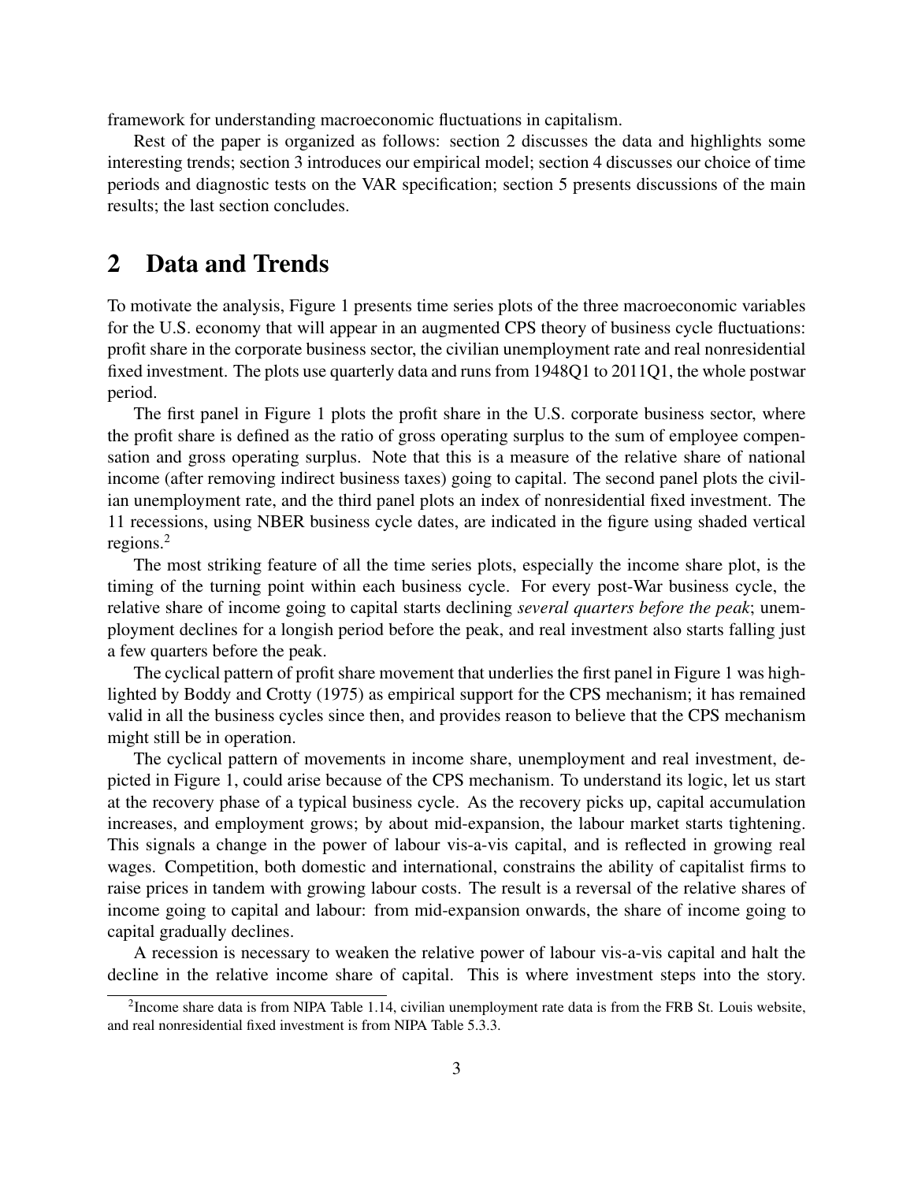framework for understanding macroeconomic fluctuations in capitalism.

Rest of the paper is organized as follows: section 2 discusses the data and highlights some interesting trends; section 3 introduces our empirical model; section 4 discusses our choice of time periods and diagnostic tests on the VAR specification; section 5 presents discussions of the main results; the last section concludes.

## 2 Data and Trends

To motivate the analysis, Figure 1 presents time series plots of the three macroeconomic variables for the U.S. economy that will appear in an augmented CPS theory of business cycle fluctuations: profit share in the corporate business sector, the civilian unemployment rate and real nonresidential fixed investment. The plots use quarterly data and runs from 1948Q1 to 2011Q1, the whole postwar period.

The first panel in Figure 1 plots the profit share in the U.S. corporate business sector, where the profit share is defined as the ratio of gross operating surplus to the sum of employee compensation and gross operating surplus. Note that this is a measure of the relative share of national income (after removing indirect business taxes) going to capital. The second panel plots the civilian unemployment rate, and the third panel plots an index of nonresidential fixed investment. The 11 recessions, using NBER business cycle dates, are indicated in the figure using shaded vertical regions.[2]

The most striking feature of all the time series plots, especially the income share plot, is the timing of the turning point within each business cycle. For every post-War business cycle, the relative share of income going to capital starts declining *several quarters before the peak*; unemployment declines for a longish period before the peak, and real investment also starts falling just a few quarters before the peak.

The cyclical pattern of profit share movement that underlies the first panel in Figure 1 was highlighted by Boddy and Crotty (1975) as empirical support for the CPS mechanism; it has remained valid in all the business cycles since then, and provides reason to believe that the CPS mechanism might still be in operation.

The cyclical pattern of movements in income share, unemployment and real investment, depicted in Figure 1, could arise because of the CPS mechanism. To understand its logic, let us start at the recovery phase of a typical business cycle. As the recovery picks up, capital accumulation increases, and employment grows; by about mid-expansion, the labour market starts tightening. This signals a change in the power of labour vis-a-vis capital, and is reflected in growing real wages. Competition, both domestic and international, constrains the ability of capitalist firms to raise prices in tandem with growing labour costs. The result is a reversal of the relative shares of income going to capital and labour: from mid-expansion onwards, the share of income going to capital gradually declines.

A recession is necessary to weaken the relative power of labour vis-a-vis capital and halt the decline in the relative income share of capital. This is where investment steps into the story.

[2] Income share data is from NIPA Table 1.14, civilian unemployment rate data is from the FRB St. Louis website, and real nonresidential fixed investment is from NIPA Table 5.3.3.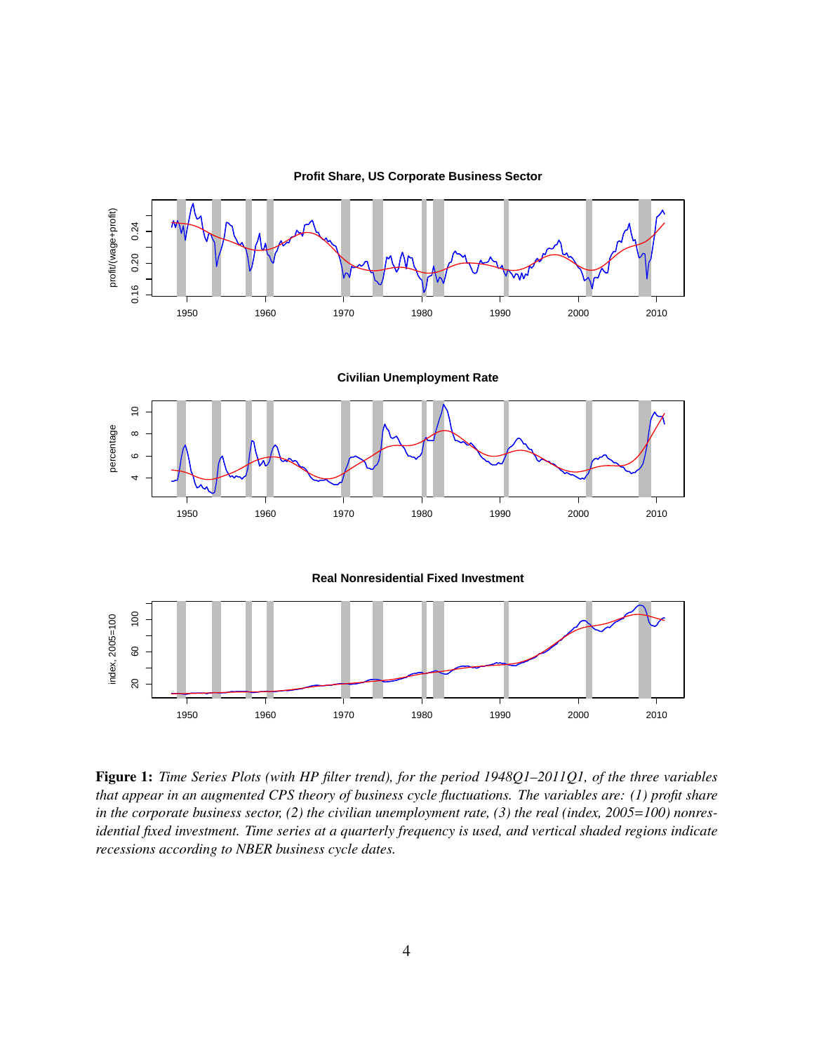**Figure 1:** *Time Series Plots (with HP filter trend), for the period 1948Q1–2011Q1, of the three variables that appear in an augmented CPS theory of business cycle fluctuations. The variables are: (1) profit share in the corporate business sector, (2) the civilian unemployment rate, (3) the real (index, 2005=100) nonresidential fixed investment. Time series at a quarterly frequency is used, and vertical shaded regions indicate recessions according to NBER business cycle dates.*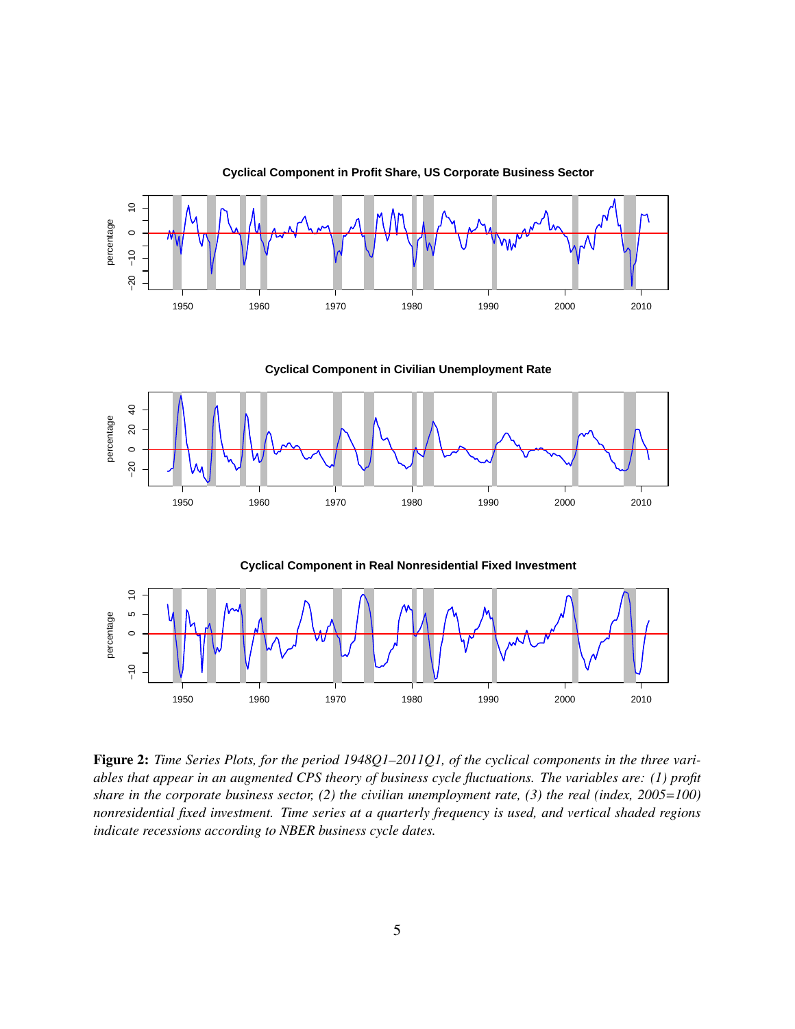**Figure 2:** *Time Series Plots, for the period 1948Q1–2011Q1, of the cyclical components in the three variables that appear in an augmented CPS theory of business cycle fluctuations. The variables are: (1) profit share in the corporate business sector, (2) the civilian unemployment rate, (3) the real (index, 2005=100) nonresidential fixed investment. Time series at a quarterly frequency is used, and vertical shaded regions indicate recessions according to NBER business cycle dates.*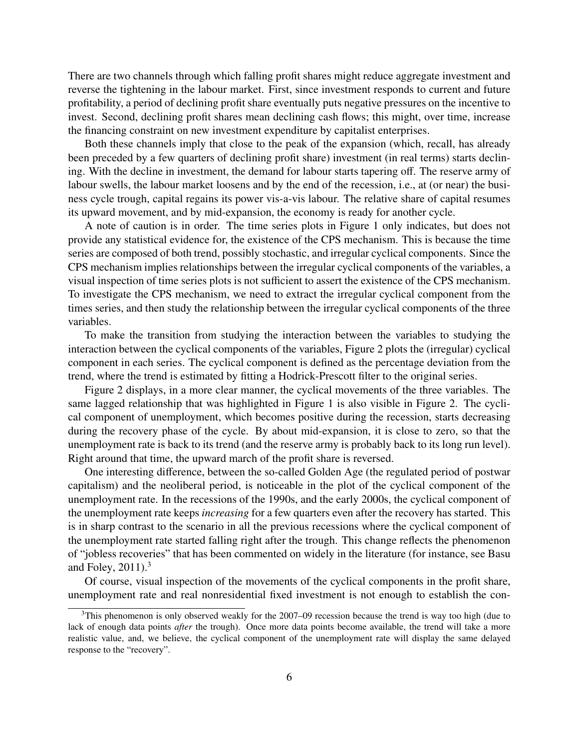There are two channels through which falling profit shares might reduce aggregate investment and reverse the tightening in the labour market. First, since investment responds to current and future profitability, a period of declining profit share eventually puts negative pressures on the incentive to invest. Second, declining profit shares mean declining cash flows; this might, over time, increase the financing constraint on new investment expenditure by capitalist enterprises.

Both these channels imply that close to the peak of the expansion (which, recall, has already been preceded by a few quarters of declining profit share) investment (in real terms) starts declining. With the decline in investment, the demand for labour starts tapering off. The reserve army of labour swells, the labour market loosens and by the end of the recession, i.e., at (or near) the business cycle trough, capital regains its power vis-a-vis labour. The relative share of capital resumes its upward movement, and by mid-expansion, the economy is ready for another cycle.

A note of caution is in order. The time series plots in Figure 1 only indicates, but does not provide any statistical evidence for, the existence of the CPS mechanism. This is because the time series are composed of both trend, possibly stochastic, and irregular cyclical components. Since the CPS mechanism implies relationships between the irregular cyclical components of the variables, a visual inspection of time series plots is not sufficient to assert the existence of the CPS mechanism. To investigate the CPS mechanism, we need to extract the irregular cyclical component from the times series, and then study the relationship between the irregular cyclical components of the three variables.

To make the transition from studying the interaction between the variables to studying the interaction between the cyclical components of the variables, Figure 2 plots the (irregular) cyclical component in each series. The cyclical component is defined as the percentage deviation from the trend, where the trend is estimated by fitting a Hodrick-Prescott filter to the original series.

Figure 2 displays, in a more clear manner, the cyclical movements of the three variables. The same lagged relationship that was highlighted in Figure 1 is also visible in Figure 2. The cyclical component of unemployment, which becomes positive during the recession, starts decreasing during the recovery phase of the cycle. By about mid-expansion, it is close to zero, so that the unemployment rate is back to its trend (and the reserve army is probably back to its long run level). Right around that time, the upward march of the profit share is reversed.

One interesting difference, between the so-called Golden Age (the regulated period of postwar capitalism) and the neoliberal period, is noticeable in the plot of the cyclical component of the unemployment rate. In the recessions of the 1990s, and the early 2000s, the cyclical component of the unemployment rate keeps *increasing* for a few quarters even after the recovery has started. This is in sharp contrast to the scenario in all the previous recessions where the cyclical component of the unemployment rate started falling right after the trough. This change reflects the phenomenon of "jobless recoveries" that has been commented on widely in the literature (for instance, see Basu and Foley, 2011).[3]

Of course, visual inspection of the movements of the cyclical components in the profit share, unemployment rate and real nonresidential fixed investment is not enough to establish the con-

[3] This phenomenon is only observed weakly for the 2007–09 recession because the trend is way too high (due to lack of enough data points *after* the trough). Once more data points become available, the trend will take a more realistic value, and, we believe, the cyclical component of the unemployment rate will display the same delayed response to the "recovery".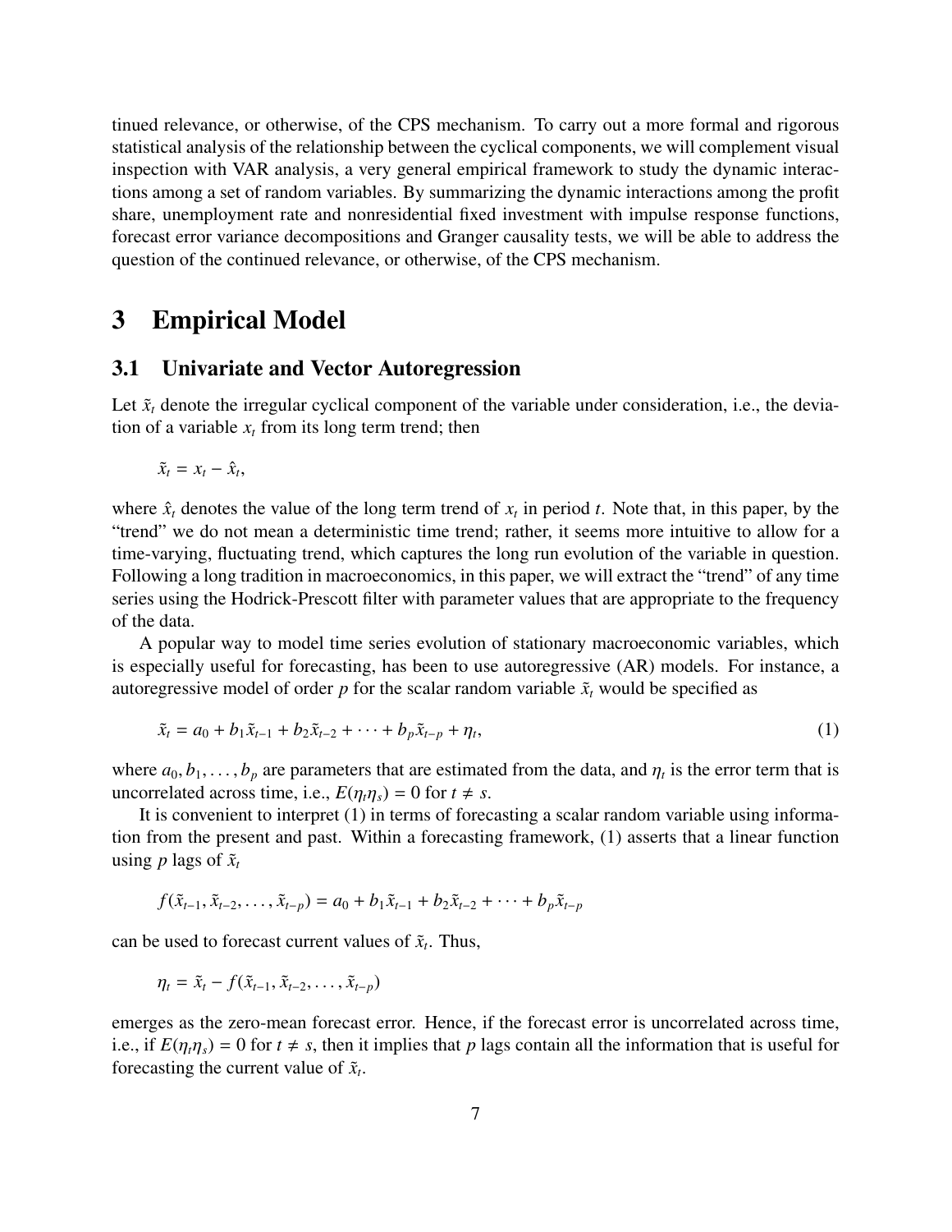tinued relevance, or otherwise, of the CPS mechanism. To carry out a more formal and rigorous statistical analysis of the relationship between the cyclical components, we will complement visual inspection with VAR analysis, a very general empirical framework to study the dynamic interactions among a set of random variables. By summarizing the dynamic interactions among the profit share, unemployment rate and nonresidential fixed investment with impulse response functions, forecast error variance decompositions and Granger causality tests, we will be able to address the question of the continued relevance, or otherwise, of the CPS mechanism.

# 3 Empirical Model

## 3.1 Univariate and Vector Autoregression

Let $\tilde{x}_t$ denote the irregular cyclical component of the variable under consideration, i.e., the deviation of a variable $x_t$ from its long term trend; then

$$\tilde{x}_t = x_t - \hat{x}_t,$$

where $\hat{x}_t$ denotes the value of the long term trend of $x_t$ in period $t$. Note that, in this paper, by the "trend" we do not mean a deterministic time trend; rather, it seems more intuitive to allow for a time-varying, fluctuating trend, which captures the long run evolution of the variable in question. Following a long tradition in macroeconomics, in this paper, we will extract the "trend" of any time series using the Hodrick-Prescott filter with parameter values that are appropriate to the frequency of the data.

A popular way to model time series evolution of stationary macroeconomic variables, which is especially useful for forecasting, has been to use autoregressive (AR) models. For instance, a autoregressive model of order $p$ for the scalar random variable $\tilde{x}_t$ would be specified as

$$\tilde{x}_t = a_0 + b_1\tilde{x}_{t-1} + b_2\tilde{x}_{t-2} + \cdots + b_p\tilde{x}_{t-p} + \eta_t, \tag{1}$$

where $a_0, b_1, \ldots, b_p$ are parameters that are estimated from the data, and $\eta_t$ is the error term that is uncorrelated across time, i.e., $E(\eta_t\eta_s) = 0$ for $t \neq s$.

It is convenient to interpret (1) in terms of forecasting a scalar random variable using information from the present and past. Within a forecasting framework, (1) asserts that a linear function using $p$ lags of $\tilde{x}_t$

$$f(\tilde{x}_{t-1}, \tilde{x}_{t-2}, \ldots, \tilde{x}_{t-p}) = a_0 + b_1\tilde{x}_{t-1} + b_2\tilde{x}_{t-2} + \cdots + b_p\tilde{x}_{t-p}$$

can be used to forecast current values of $\tilde{x}_t$. Thus,

$$\eta_t = \tilde{x}_t - f(\tilde{x}_{t-1}, \tilde{x}_{t-2}, \ldots, \tilde{x}_{t-p})$$

emerges as the zero-mean forecast error. Hence, if the forecast error is uncorrelated across time, i.e., if $E(\eta_t\eta_s) = 0$ for $t \neq s$, then it implies that $p$ lags contain all the information that is useful for forecasting the current value of $\tilde{x}_t$.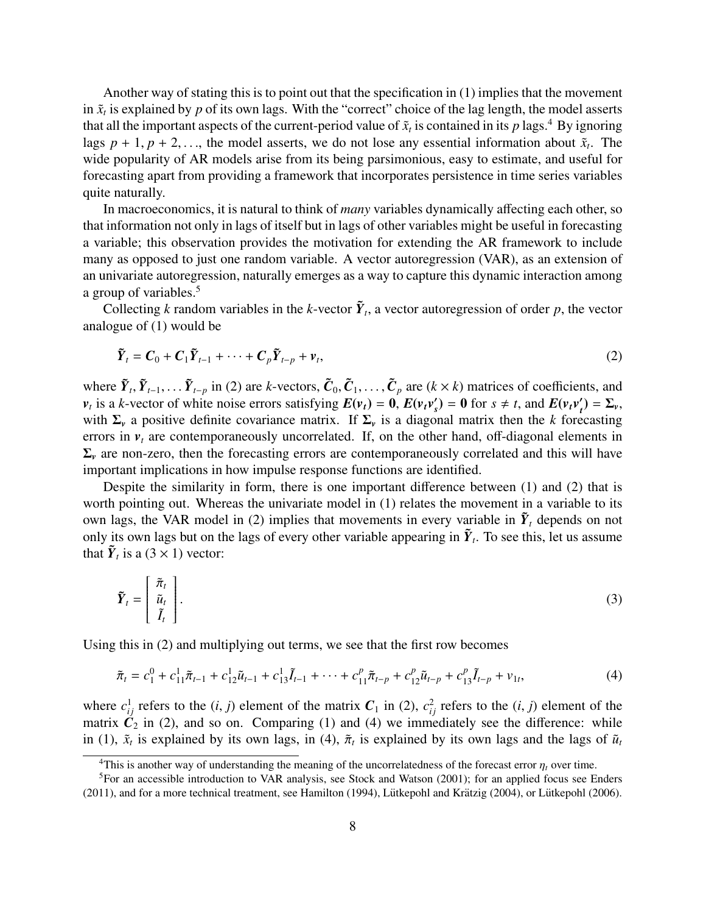Another way of stating this is to point out that the specification in (1) implies that the movement in $\tilde{x}_t$ is explained by $p$ of its own lags. With the "correct" choice of the lag length, the model asserts that all the important aspects of the current-period value of $\tilde{x}_t$ is contained in its $p$ lags.[4] By ignoring lags $p+1, p+2, \ldots$, the model asserts, we do not lose any essential information about $\tilde{x}_t$. The wide popularity of AR models arise from its being parsimonious, easy to estimate, and useful for forecasting apart from providing a framework that incorporates persistence in time series variables quite naturally.

In macroeconomics, it is natural to think of *many* variables dynamically affecting each other, so that information not only in lags of itself but in lags of other variables might be useful in forecasting a variable; this observation provides the motivation for extending the AR framework to include many as opposed to just one random variable. A vector autoregression (VAR), as an extension of an univariate autoregression, naturally emerges as a way to capture this dynamic interaction among a group of variables.[5]

Collecting $k$ random variables in the $k$-vector $\tilde{\boldsymbol{Y}}_t$, a vector autoregression of order $p$, the vector analogue of (1) would be

$$\tilde{\boldsymbol{Y}}_t = \boldsymbol{C}_0 + \boldsymbol{C}_1 \tilde{\boldsymbol{Y}}_{t-1} + \cdots + \boldsymbol{C}_p \tilde{\boldsymbol{Y}}_{t-p} + \boldsymbol{v}_t, \tag{2}$$

where $\tilde{\boldsymbol{Y}}_t, \tilde{\boldsymbol{Y}}_{t-1}, \ldots \tilde{\boldsymbol{Y}}_{t-p}$ in (2) are $k$-vectors, $\tilde{\boldsymbol{C}}_0, \tilde{\boldsymbol{C}}_1, \ldots, \tilde{\boldsymbol{C}}_p$ are $(k \times k)$ matrices of coefficients, and $\boldsymbol{v}_t$ is a $k$-vector of white noise errors satisfying $\boldsymbol{E}(\boldsymbol{v}_t) = \boldsymbol{0}$, $\boldsymbol{E}(\boldsymbol{v}_t \boldsymbol{v}_s') = \boldsymbol{0}$ for $s \neq t$, and $\boldsymbol{E}(\boldsymbol{v}_t \boldsymbol{v}_t') = \boldsymbol{\Sigma}_v$, with $\boldsymbol{\Sigma}_v$ a positive definite covariance matrix. If $\boldsymbol{\Sigma}_v$ is a diagonal matrix then the $k$ forecasting errors in $\boldsymbol{v}_t$ are contemporaneously uncorrelated. If, on the other hand, off-diagonal elements in $\boldsymbol{\Sigma}_v$ are non-zero, then the forecasting errors are contemporaneously correlated and this will have important implications in how impulse response functions are identified.

Despite the similarity in form, there is one important difference between (1) and (2) that is worth pointing out. Whereas the univariate model in (1) relates the movement in a variable to its own lags, the VAR model in (2) implies that movements in every variable in $\tilde{\boldsymbol{Y}}_t$ depends on not only its own lags but on the lags of every other variable appearing in $\tilde{\boldsymbol{Y}}_t$. To see this, let us assume that $\tilde{\boldsymbol{Y}}_t$ is a $(3 \times 1)$ vector:

$$\tilde{\boldsymbol{Y}}_t = \begin{bmatrix} \tilde{\pi}_t \\ \tilde{u}_t \\ \tilde{I}_t \end{bmatrix}. \tag{3}$$

Using this in (2) and multiplying out terms, we see that the first row becomes

$$\tilde{\pi}_t = c_1^0 + c_{11}^1 \tilde{\pi}_{t-1} + c_{12}^1 \tilde{u}_{t-1} + c_{13}^1 \tilde{I}_{t-1} + \cdots + c_{11}^p \tilde{\pi}_{t-p} + c_{12}^p \tilde{u}_{t-p} + c_{13}^p \tilde{I}_{t-p} + v_{1t}, \tag{4}$$

where $c_{ij}^1$ refers to the $(i, j)$ element of the matrix $\boldsymbol{C}_1$ in (2), $c_{ij}^2$ refers to the $(i, j)$ element of the matrix $\boldsymbol{C}_2$ in (2), and so on. Comparing (1) and (4) we immediately see the difference: while in (1), $\tilde{x}_t$ is explained by its own lags, in (4), $\tilde{\pi}_t$ is explained by its own lags and the lags of $\tilde{u}_t$

[4] This is another way of understanding the meaning of the uncorrelatedness of the forecast error $\eta_t$ over time.

[5] For an accessible introduction to VAR analysis, see Stock and Watson (2001); for an applied focus see Enders (2011), and for a more technical treatment, see Hamilton (1994), Lütkepohl and Krätzig (2004), or Lütkepohl (2006).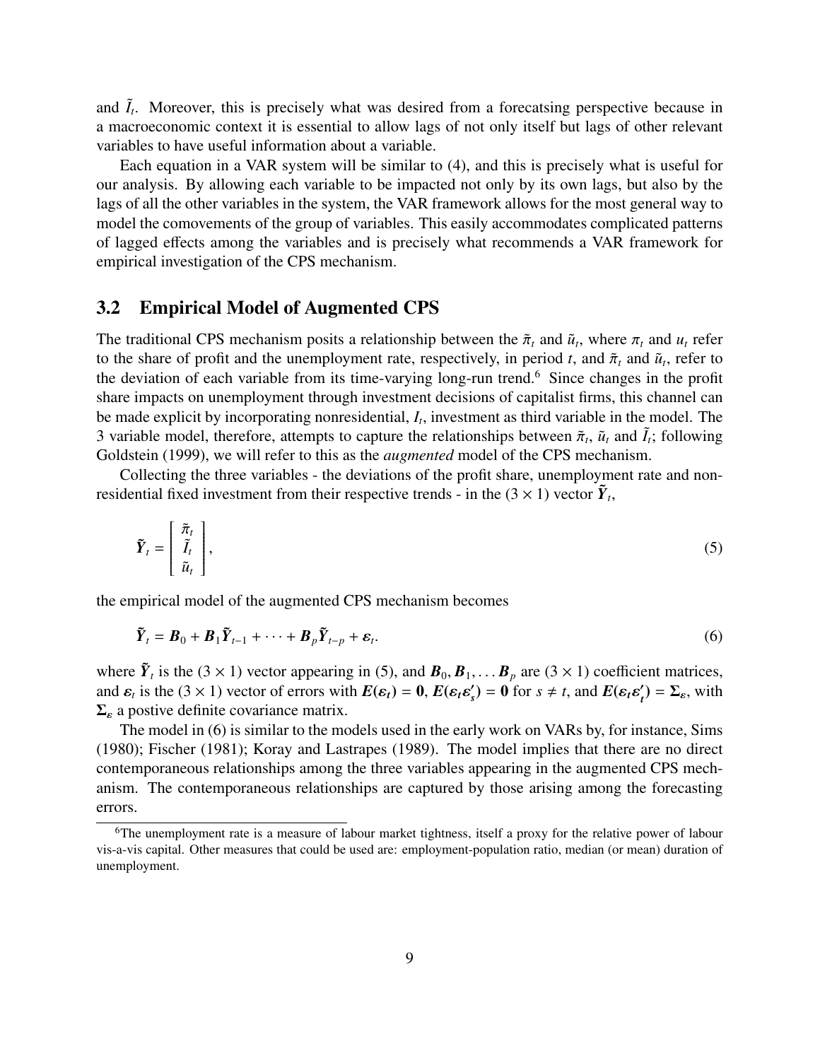and $\tilde{I}_t$. Moreover, this is precisely what was desired from a forecatsing perspective because in a macroeconomic context it is essential to allow lags of not only itself but lags of other relevant variables to have useful information about a variable.

Each equation in a VAR system will be similar to (4), and this is precisely what is useful for our analysis. By allowing each variable to be impacted not only by its own lags, but also by the lags of all the other variables in the system, the VAR framework allows for the most general way to model the comovements of the group of variables. This easily accommodates complicated patterns of lagged effects among the variables and is precisely what recommends a VAR framework for empirical investigation of the CPS mechanism.

## 3.2 Empirical Model of Augmented CPS

The traditional CPS mechanism posits a relationship between the $\tilde{\pi}_t$ and $\tilde{u}_t$, where $\pi_t$ and $u_t$ refer to the share of profit and the unemployment rate, respectively, in period $t$, and $\tilde{\pi}_t$ and $\tilde{u}_t$, refer to the deviation of each variable from its time-varying long-run trend.[6] Since changes in the profit share impacts on unemployment through investment decisions of capitalist firms, this channel can be made explicit by incorporating nonresidential, $I_t$, investment as third variable in the model. The 3 variable model, therefore, attempts to capture the relationships between $\tilde{\pi}_t$, $\tilde{u}_t$ and $\tilde{I}_t$; following Goldstein (1999), we will refer to this as the *augmented* model of the CPS mechanism.

Collecting the three variables - the deviations of the profit share, unemployment rate and non-residential fixed investment from their respective trends - in the $(3 \times 1)$ vector $\tilde{\boldsymbol{Y}}_t$,

$$\tilde{\boldsymbol{Y}}_t = \begin{bmatrix} \tilde{\pi}_t \\ \tilde{I}_t \\ \tilde{u}_t \end{bmatrix}, \tag{5}$$

the empirical model of the augmented CPS mechanism becomes

$$\tilde{\boldsymbol{Y}}_t = \boldsymbol{B}_0 + \boldsymbol{B}_1 \tilde{\boldsymbol{Y}}_{t-1} + \cdots + \boldsymbol{B}_p \tilde{\boldsymbol{Y}}_{t-p} + \boldsymbol{\varepsilon}_t. \tag{6}$$

where $\tilde{\boldsymbol{Y}}_t$ is the $(3 \times 1)$ vector appearing in (5), and $\boldsymbol{B}_0, \boldsymbol{B}_1, \ldots \boldsymbol{B}_p$ are $(3 \times 1)$ coefficient matrices, and $\boldsymbol{\varepsilon}_t$ is the $(3 \times 1)$ vector of errors with $\boldsymbol{E}(\boldsymbol{\varepsilon}_t) = \boldsymbol{0}$, $\boldsymbol{E}(\boldsymbol{\varepsilon}_t \boldsymbol{\varepsilon}_s') = \boldsymbol{0}$ for $s \neq t$, and $\boldsymbol{E}(\boldsymbol{\varepsilon}_t \boldsymbol{\varepsilon}_t') = \boldsymbol{\Sigma}_\varepsilon$, with $\boldsymbol{\Sigma}_\varepsilon$ a postive definite covariance matrix.

The model in (6) is similar to the models used in the early work on VARs by, for instance, Sims (1980); Fischer (1981); Koray and Lastrapes (1989). The model implies that there are no direct contemporaneous relationships among the three variables appearing in the augmented CPS mechanism. The contemporaneous relationships are captured by those arising among the forecasting errors.

[6] The unemployment rate is a measure of labour market tightness, itself a proxy for the relative power of labour vis-a-vis capital. Other measures that could be used are: employment-population ratio, median (or mean) duration of unemployment.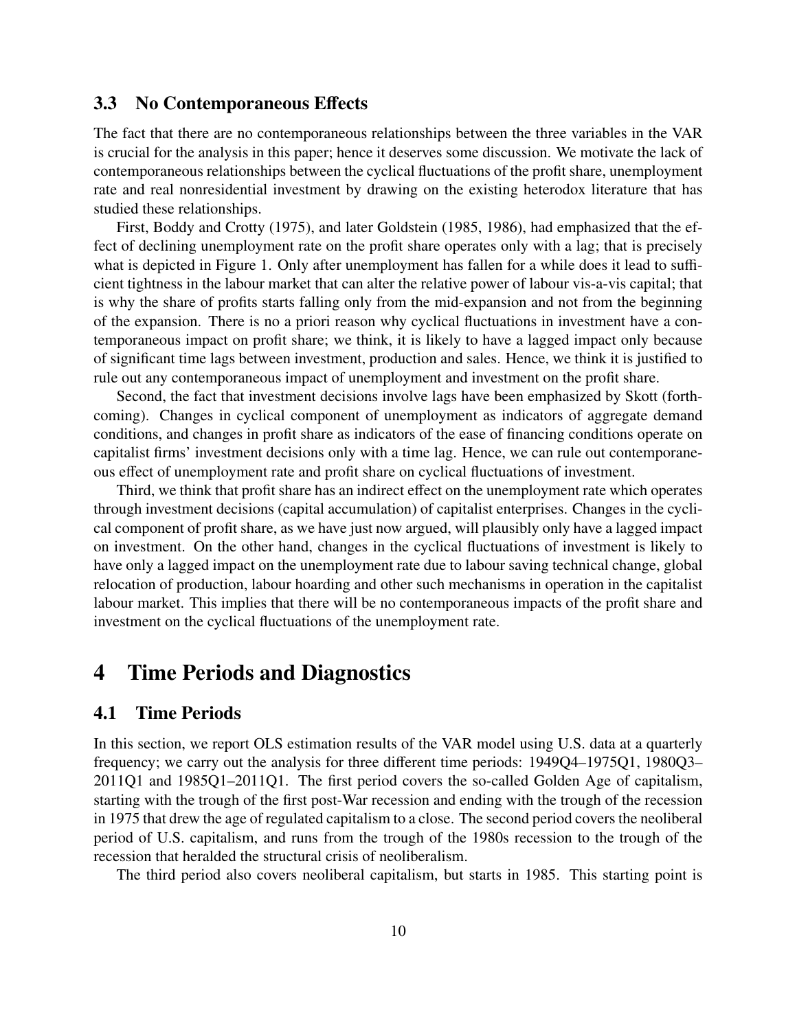### 3.3 No Contemporaneous Effects

The fact that there are no contemporaneous relationships between the three variables in the VAR is crucial for the analysis in this paper; hence it deserves some discussion. We motivate the lack of contemporaneous relationships between the cyclical fluctuations of the profit share, unemployment rate and real nonresidential investment by drawing on the existing heterodox literature that has studied these relationships.

First, Boddy and Crotty (1975), and later Goldstein (1985, 1986), had emphasized that the effect of declining unemployment rate on the profit share operates only with a lag; that is precisely what is depicted in Figure 1. Only after unemployment has fallen for a while does it lead to sufficient tightness in the labour market that can alter the relative power of labour vis-a-vis capital; that is why the share of profits starts falling only from the mid-expansion and not from the beginning of the expansion. There is no a priori reason why cyclical fluctuations in investment have a contemporaneous impact on profit share; we think, it is likely to have a lagged impact only because of significant time lags between investment, production and sales. Hence, we think it is justified to rule out any contemporaneous impact of unemployment and investment on the profit share.

Second, the fact that investment decisions involve lags have been emphasized by Skott (forthcoming). Changes in cyclical component of unemployment as indicators of aggregate demand conditions, and changes in profit share as indicators of the ease of financing conditions operate on capitalist firms' investment decisions only with a time lag. Hence, we can rule out contemporaneous effect of unemployment rate and profit share on cyclical fluctuations of investment.

Third, we think that profit share has an indirect effect on the unemployment rate which operates through investment decisions (capital accumulation) of capitalist enterprises. Changes in the cyclical component of profit share, as we have just now argued, will plausibly only have a lagged impact on investment. On the other hand, changes in the cyclical fluctuations of investment is likely to have only a lagged impact on the unemployment rate due to labour saving technical change, global relocation of production, labour hoarding and other such mechanisms in operation in the capitalist labour market. This implies that there will be no contemporaneous impacts of the profit share and investment on the cyclical fluctuations of the unemployment rate.

# 4 Time Periods and Diagnostics

## 4.1 Time Periods

In this section, we report OLS estimation results of the VAR model using U.S. data at a quarterly frequency; we carry out the analysis for three different time periods: 1949Q4–1975Q1, 1980Q3–2011Q1 and 1985Q1–2011Q1. The first period covers the so-called Golden Age of capitalism, starting with the trough of the first post-War recession and ending with the trough of the recession in 1975 that drew the age of regulated capitalism to a close. The second period covers the neoliberal period of U.S. capitalism, and runs from the trough of the 1980s recession to the trough of the recession that heralded the structural crisis of neoliberalism.

The third period also covers neoliberal capitalism, but starts in 1985. This starting point is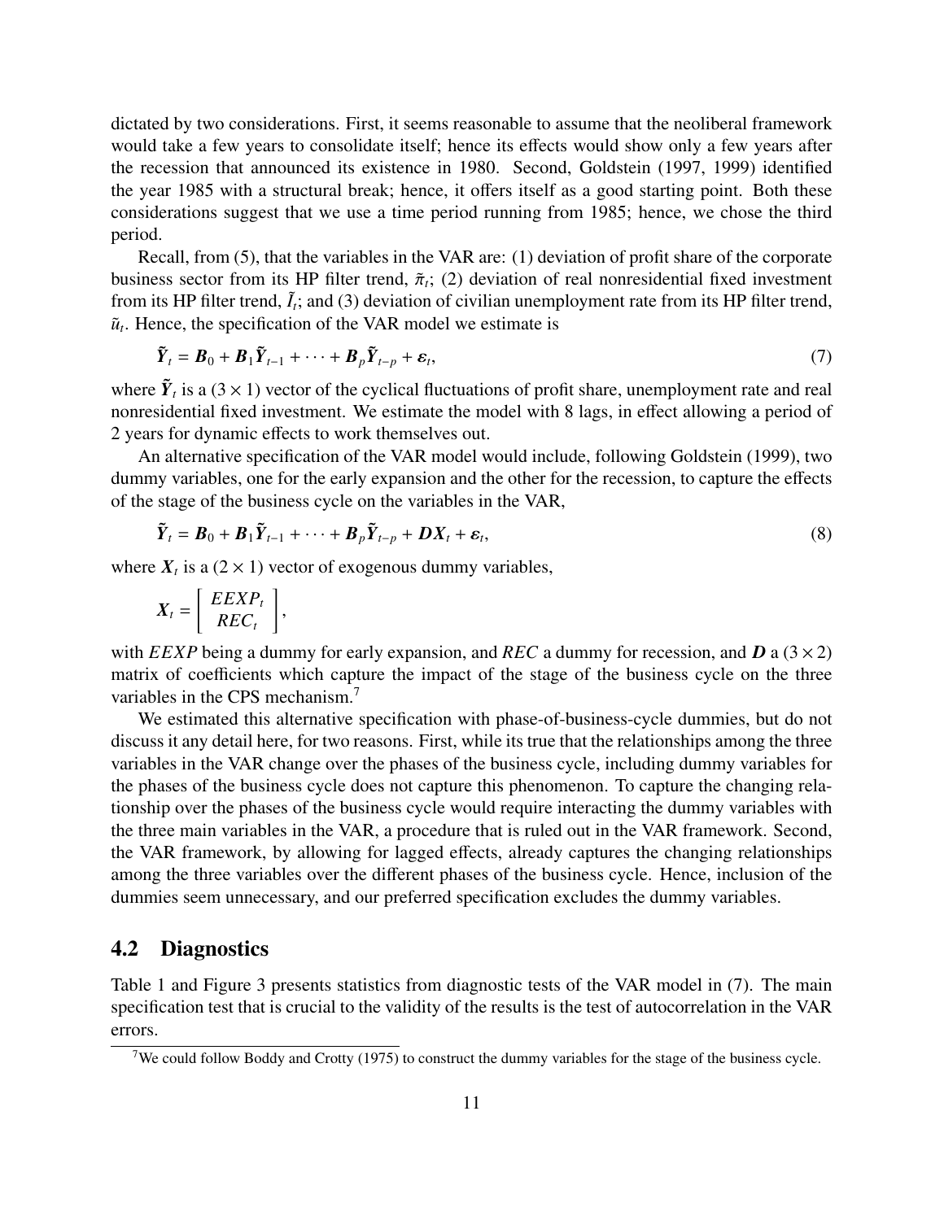dictated by two considerations. First, it seems reasonable to assume that the neoliberal framework would take a few years to consolidate itself; hence its effects would show only a few years after the recession that announced its existence in 1980. Second, Goldstein (1997, 1999) identified the year 1985 with a structural break; hence, it offers itself as a good starting point. Both these considerations suggest that we use a time period running from 1985; hence, we chose the third period.

Recall, from (5), that the variables in the VAR are: (1) deviation of profit share of the corporate business sector from its HP filter trend, $\tilde{\pi}_t$; (2) deviation of real nonresidential fixed investment from its HP filter trend, $\tilde{I}_t$; and (3) deviation of civilian unemployment rate from its HP filter trend, $\tilde{u}_t$. Hence, the specification of the VAR model we estimate is

$$\tilde{\boldsymbol{Y}}_t = \boldsymbol{B}_0 + \boldsymbol{B}_1 \tilde{\boldsymbol{Y}}_{t-1} + \cdots + \boldsymbol{B}_p \tilde{\boldsymbol{Y}}_{t-p} + \boldsymbol{\varepsilon}_t, \tag{7}$$

where $\tilde{\boldsymbol{Y}}_t$ is a $(3 \times 1)$ vector of the cyclical fluctuations of profit share, unemployment rate and real nonresidential fixed investment. We estimate the model with 8 lags, in effect allowing a period of 2 years for dynamic effects to work themselves out.

An alternative specification of the VAR model would include, following Goldstein (1999), two dummy variables, one for the early expansion and the other for the recession, to capture the effects of the stage of the business cycle on the variables in the VAR,

$$\tilde{\boldsymbol{Y}}_t = \boldsymbol{B}_0 + \boldsymbol{B}_1 \tilde{\boldsymbol{Y}}_{t-1} + \cdots + \boldsymbol{B}_p \tilde{\boldsymbol{Y}}_{t-p} + \boldsymbol{D}\boldsymbol{X}_t + \boldsymbol{\varepsilon}_t, \tag{8}$$

where $\boldsymbol{X}_t$ is a $(2 \times 1)$ vector of exogenous dummy variables,

$$\boldsymbol{X}_t = \begin{bmatrix} EEXP_t \\ REC_t \end{bmatrix},$$

with *EEXP* being a dummy for early expansion, and *REC* a dummy for recession, and $\boldsymbol{D}$ a $(3 \times 2)$ matrix of coefficients which capture the impact of the stage of the business cycle on the three variables in the CPS mechanism.[7]

We estimated this alternative specification with phase-of-business-cycle dummies, but do not discuss it any detail here, for two reasons. First, while its true that the relationships among the three variables in the VAR change over the phases of the business cycle, including dummy variables for the phases of the business cycle does not capture this phenomenon. To capture the changing relationship over the phases of the business cycle would require interacting the dummy variables with the three main variables in the VAR, a procedure that is ruled out in the VAR framework. Second, the VAR framework, by allowing for lagged effects, already captures the changing relationships among the three variables over the different phases of the business cycle. Hence, inclusion of the dummies seem unnecessary, and our preferred specification excludes the dummy variables.

## 4.2 Diagnostics

Table 1 and Figure 3 presents statistics from diagnostic tests of the VAR model in (7). The main specification test that is crucial to the validity of the results is the test of autocorrelation in the VAR errors.

[7] We could follow Boddy and Crotty (1975) to construct the dummy variables for the stage of the business cycle.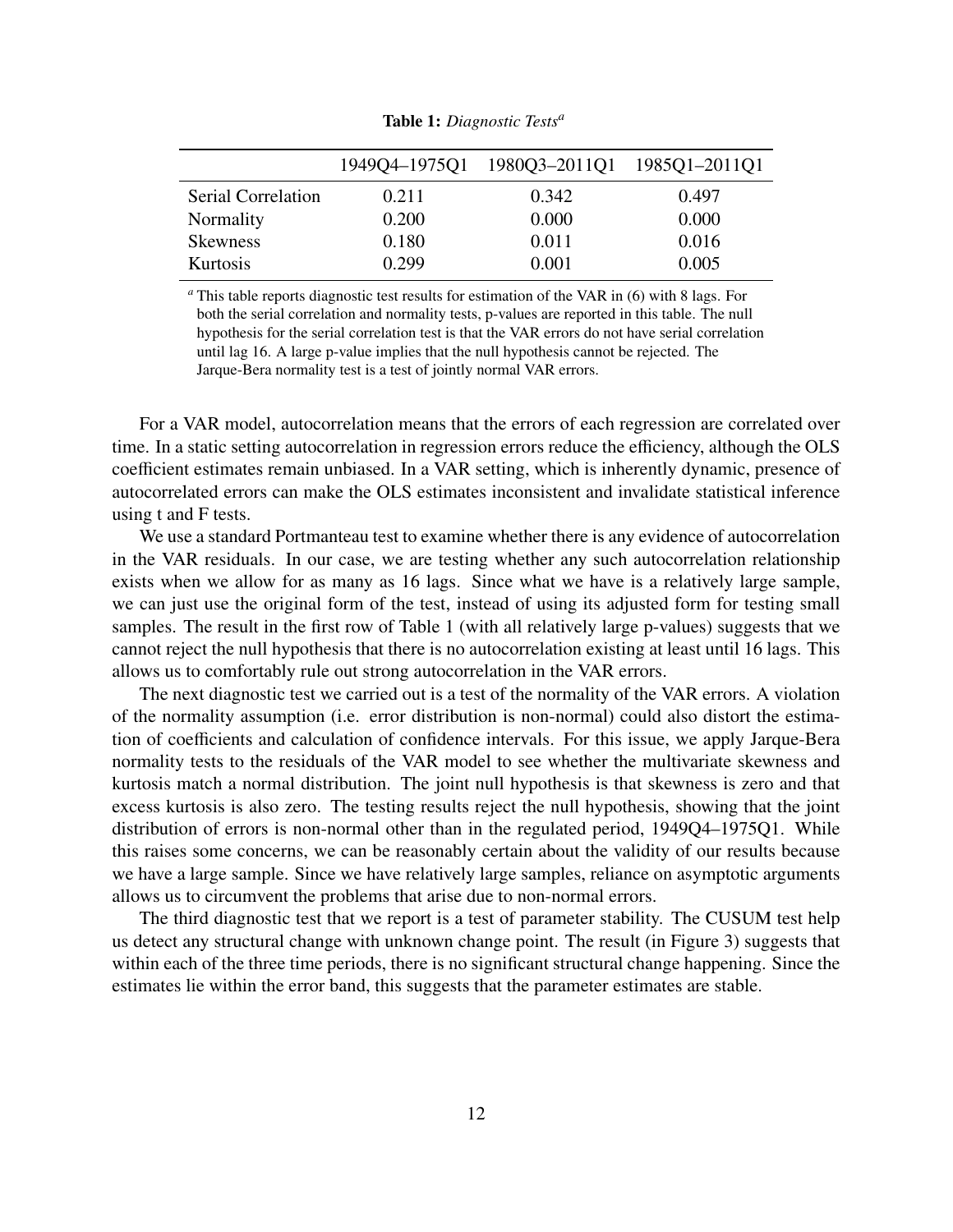**Table 1:** *Diagnostic Tests*[a]

| | 1949Q4–1975Q1 | 1980Q3–2011Q1 | 1985Q1–2011Q1 |
|---|---|---|---|
| Serial Correlation | 0.211 | 0.342 | 0.497 |
| Normality | 0.200 | 0.000 | 0.000 |
| Skewness | 0.180 | 0.011 | 0.016 |
| Kurtosis | 0.299 | 0.001 | 0.005 |

[a] This table reports diagnostic test results for estimation of the VAR in (6) with 8 lags. For both the serial correlation and normality tests, p-values are reported in this table. The null hypothesis for the serial correlation test is that the VAR errors do not have serial correlation until lag 16. A large p-value implies that the null hypothesis cannot be rejected. The Jarque-Bera normality test is a test of jointly normal VAR errors.

For a VAR model, autocorrelation means that the errors of each regression are correlated over time. In a static setting autocorrelation in regression errors reduce the efficiency, although the OLS coefficient estimates remain unbiased. In a VAR setting, which is inherently dynamic, presence of autocorrelated errors can make the OLS estimates inconsistent and invalidate statistical inference using t and F tests.

We use a standard Portmanteau test to examine whether there is any evidence of autocorrelation in the VAR residuals. In our case, we are testing whether any such autocorrelation relationship exists when we allow for as many as 16 lags. Since what we have is a relatively large sample, we can just use the original form of the test, instead of using its adjusted form for testing small samples. The result in the first row of Table 1 (with all relatively large p-values) suggests that we cannot reject the null hypothesis that there is no autocorrelation existing at least until 16 lags. This allows us to comfortably rule out strong autocorrelation in the VAR errors.

The next diagnostic test we carried out is a test of the normality of the VAR errors. A violation of the normality assumption (i.e. error distribution is non-normal) could also distort the estimation of coefficients and calculation of confidence intervals. For this issue, we apply Jarque-Bera normality tests to the residuals of the VAR model to see whether the multivariate skewness and kurtosis match a normal distribution. The joint null hypothesis is that skewness is zero and that excess kurtosis is also zero. The testing results reject the null hypothesis, showing that the joint distribution of errors is non-normal other than in the regulated period, 1949Q4–1975Q1. While this raises some concerns, we can be reasonably certain about the validity of our results because we have a large sample. Since we have relatively large samples, reliance on asymptotic arguments allows us to circumvent the problems that arise due to non-normal errors.

The third diagnostic test that we report is a test of parameter stability. The CUSUM test help us detect any structural change with unknown change point. The result (in Figure 3) suggests that within each of the three time periods, there is no significant structural change happening. Since the estimates lie within the error band, this suggests that the parameter estimates are stable.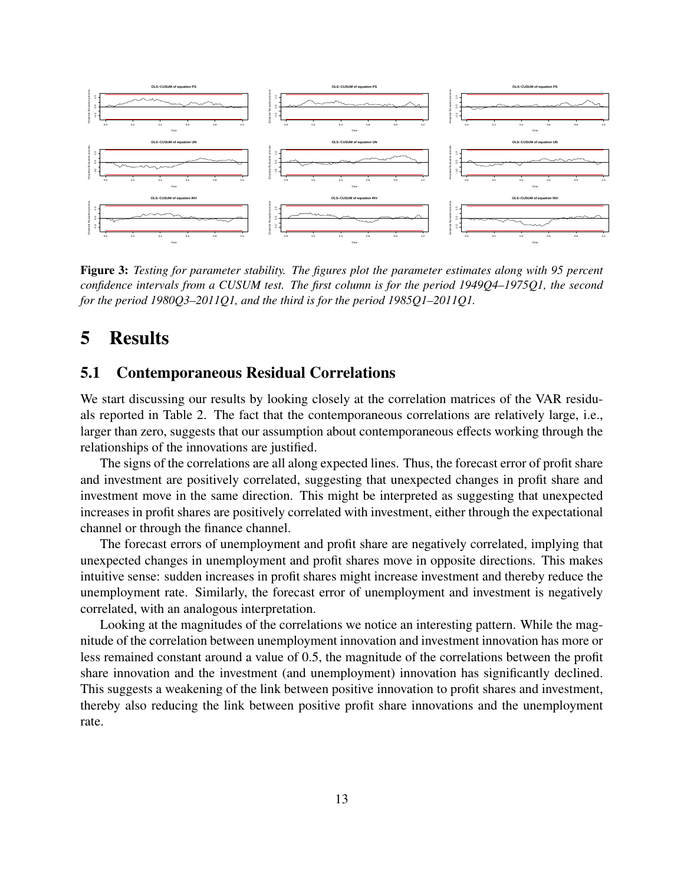**Figure 3:** *Testing for parameter stability. The figures plot the parameter estimates along with 95 percent confidence intervals from a CUSUM test. The first column is for the period 1949Q4–1975Q1, the second for the period 1980Q3–2011Q1, and the third is for the period 1985Q1–2011Q1.*

# 5 Results

## 5.1 Contemporaneous Residual Correlations

We start discussing our results by looking closely at the correlation matrices of the VAR residuals reported in Table 2. The fact that the contemporaneous correlations are relatively large, i.e., larger than zero, suggests that our assumption about contemporaneous effects working through the relationships of the innovations are justified.

The signs of the correlations are all along expected lines. Thus, the forecast error of profit share and investment are positively correlated, suggesting that unexpected changes in profit share and investment move in the same direction. This might be interpreted as suggesting that unexpected increases in profit shares are positively correlated with investment, either through the expectational channel or through the finance channel.

The forecast errors of unemployment and profit share are negatively correlated, implying that unexpected changes in unemployment and profit shares move in opposite directions. This makes intuitive sense: sudden increases in profit shares might increase investment and thereby reduce the unemployment rate. Similarly, the forecast error of unemployment and investment is negatively correlated, with an analogous interpretation.

Looking at the magnitudes of the correlations we notice an interesting pattern. While the magnitude of the correlation between unemployment innovation and investment innovation has more or less remained constant around a value of 0.5, the magnitude of the correlations between the profit share innovation and the investment (and unemployment) innovation has significantly declined. This suggests a weakening of the link between positive innovation to profit shares and investment, thereby also reducing the link between positive profit share innovations and the unemployment rate.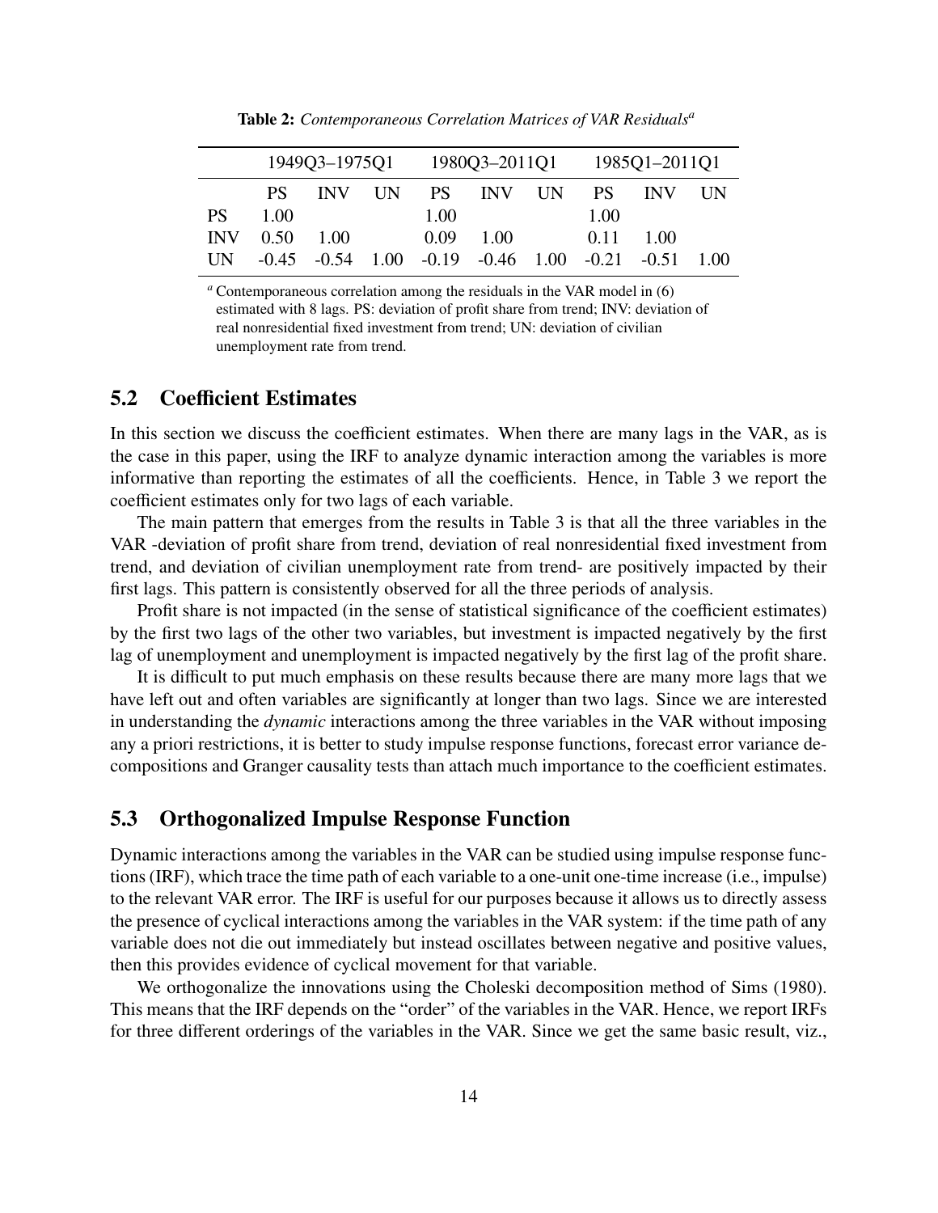**Table 2:** *Contemporaneous Correlation Matrices of VAR Residuals*[a]

| | 1949Q3–1975Q1 | | | 1980Q3–2011Q1 | | | 1985Q1–2011Q1 | | |
|---|---|---|---|---|---|---|---|---|---|
| | PS | INV | UN | PS | INV | UN | PS | INV | UN |
| PS | 1.00 | | | 1.00 | | | 1.00 | | |
| INV | 0.50 | 1.00 | | 0.09 | 1.00 | | 0.11 | 1.00 | |
| UN | -0.45 | -0.54 | 1.00 | -0.19 | -0.46 | 1.00 | -0.21 | -0.51 | 1.00 |

[a] Contemporaneous correlation among the residuals in the VAR model in (6) estimated with 8 lags. PS: deviation of profit share from trend; INV: deviation of real nonresidential fixed investment from trend; UN: deviation of civilian unemployment rate from trend.

## 5.2 Coefficient Estimates

In this section we discuss the coefficient estimates. When there are many lags in the VAR, as is the case in this paper, using the IRF to analyze dynamic interaction among the variables is more informative than reporting the estimates of all the coefficients. Hence, in Table 3 we report the coefficient estimates only for two lags of each variable.

The main pattern that emerges from the results in Table 3 is that all the three variables in the VAR -deviation of profit share from trend, deviation of real nonresidential fixed investment from trend, and deviation of civilian unemployment rate from trend- are positively impacted by their first lags. This pattern is consistently observed for all the three periods of analysis.

Profit share is not impacted (in the sense of statistical significance of the coefficient estimates) by the first two lags of the other two variables, but investment is impacted negatively by the first lag of unemployment and unemployment is impacted negatively by the first lag of the profit share.

It is difficult to put much emphasis on these results because there are many more lags that we have left out and often variables are significantly at longer than two lags. Since we are interested in understanding the *dynamic* interactions among the three variables in the VAR without imposing any a priori restrictions, it is better to study impulse response functions, forecast error variance decompositions and Granger causality tests than attach much importance to the coefficient estimates.

## 5.3 Orthogonalized Impulse Response Function

Dynamic interactions among the variables in the VAR can be studied using impulse response functions (IRF), which trace the time path of each variable to a one-unit one-time increase (i.e., impulse) to the relevant VAR error. The IRF is useful for our purposes because it allows us to directly assess the presence of cyclical interactions among the variables in the VAR system: if the time path of any variable does not die out immediately but instead oscillates between negative and positive values, then this provides evidence of cyclical movement for that variable.

We orthogonalize the innovations using the Choleski decomposition method of Sims (1980). This means that the IRF depends on the "order" of the variables in the VAR. Hence, we report IRFs for three different orderings of the variables in the VAR. Since we get the same basic result, viz.,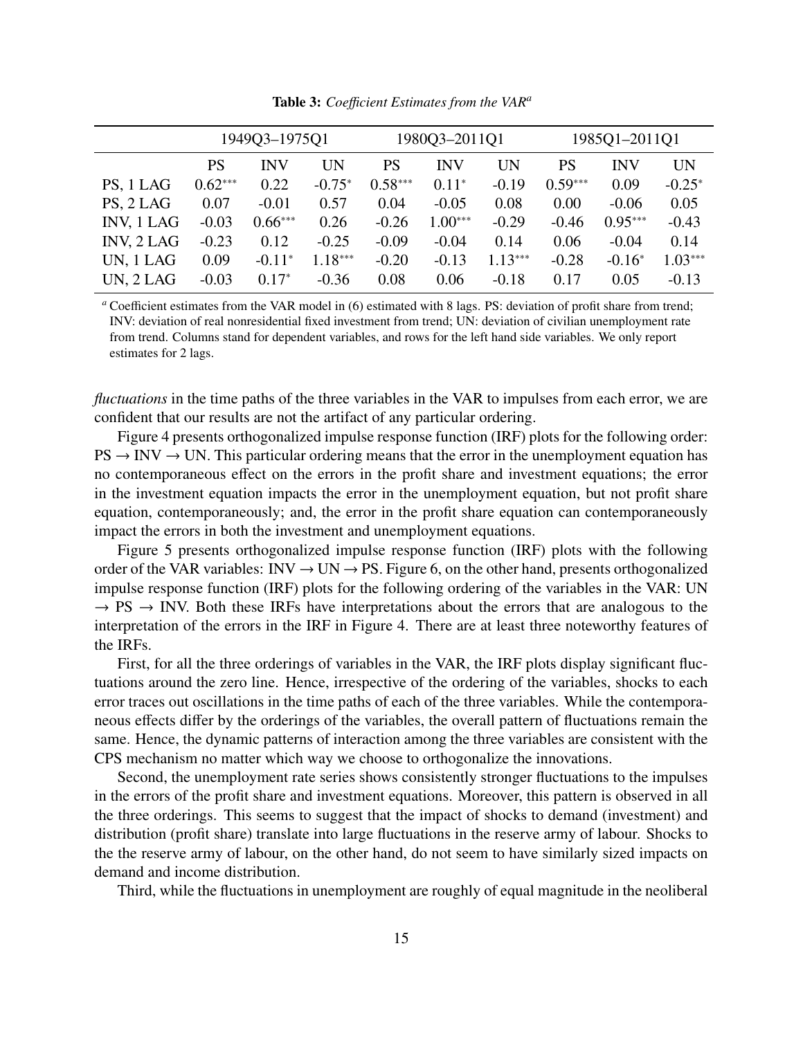**Table 3:** *Coefficient Estimates from the VAR*[a]

| | 1949Q3–1975Q1 | | | 1980Q3–2011Q1 | | | 1985Q1–2011Q1 | | |
|---|---|---|---|---|---|---|---|---|---|
| | PS | INV | UN | PS | INV | UN | PS | INV | UN |
| PS, 1 LAG | 0.62*** | 0.22 | -0.75* | 0.58*** | 0.11* | -0.19 | 0.59*** | 0.09 | -0.25* |
| PS, 2 LAG | 0.07 | -0.01 | 0.57 | 0.04 | -0.05 | 0.08 | 0.00 | -0.06 | 0.05 |
| INV, 1 LAG | -0.03 | 0.66*** | 0.26 | -0.26 | 1.00*** | -0.29 | -0.46 | 0.95*** | -0.43 |
| INV, 2 LAG | -0.23 | 0.12 | -0.25 | -0.09 | -0.04 | 0.14 | 0.06 | -0.04 | 0.14 |
| UN, 1 LAG | 0.09 | -0.11* | 1.18*** | -0.20 | -0.13 | 1.13*** | -0.28 | -0.16* | 1.03*** |
| UN, 2 LAG | -0.03 | 0.17* | -0.36 | 0.08 | 0.06 | -0.18 | 0.17 | 0.05 | -0.13 |

[a] Coefficient estimates from the VAR model in (6) estimated with 8 lags. PS: deviation of profit share from trend; INV: deviation of real nonresidential fixed investment from trend; UN: deviation of civilian unemployment rate from trend. Columns stand for dependent variables, and rows for the left hand side variables. We only report estimates for 2 lags.

*fluctuations* in the time paths of the three variables in the VAR to impulses from each error, we are confident that our results are not the artifact of any particular ordering.

Figure 4 presents orthogonalized impulse response function (IRF) plots for the following order: PS → INV → UN. This particular ordering means that the error in the unemployment equation has no contemporaneous effect on the errors in the profit share and investment equations; the error in the investment equation impacts the error in the unemployment equation, but not profit share equation, contemporaneously; and, the error in the profit share equation can contemporaneously impact the errors in both the investment and unemployment equations.

Figure 5 presents orthogonalized impulse response function (IRF) plots with the following order of the VAR variables: INV → UN → PS. Figure 6, on the other hand, presents orthogonalized impulse response function (IRF) plots for the following ordering of the variables in the VAR: UN → PS → INV. Both these IRFs have interpretations about the errors that are analogous to the interpretation of the errors in the IRF in Figure 4. There are at least three noteworthy features of the IRFs.

First, for all the three orderings of variables in the VAR, the IRF plots display significant fluctuations around the zero line. Hence, irrespective of the ordering of the variables, shocks to each error traces out oscillations in the time paths of each of the three variables. While the contemporaneous effects differ by the orderings of the variables, the overall pattern of fluctuations remain the same. Hence, the dynamic patterns of interaction among the three variables are consistent with the CPS mechanism no matter which way we choose to orthogonalize the innovations.

Second, the unemployment rate series shows consistently stronger fluctuations to the impulses in the errors of the profit share and investment equations. Moreover, this pattern is observed in all the three orderings. This seems to suggest that the impact of shocks to demand (investment) and distribution (profit share) translate into large fluctuations in the reserve army of labour. Shocks to the the reserve army of labour, on the other hand, do not seem to have similarly sized impacts on demand and income distribution.

Third, while the fluctuations in unemployment are roughly of equal magnitude in the neoliberal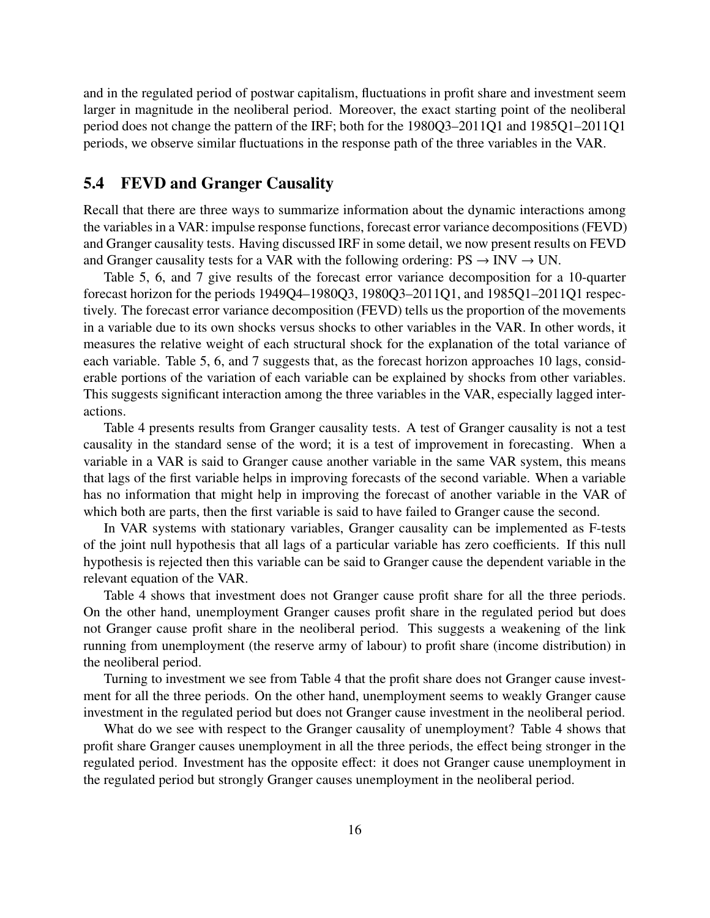and in the regulated period of postwar capitalism, fluctuations in profit share and investment seem larger in magnitude in the neoliberal period. Moreover, the exact starting point of the neoliberal period does not change the pattern of the IRF; both for the 1980Q3–2011Q1 and 1985Q1–2011Q1 periods, we observe similar fluctuations in the response path of the three variables in the VAR.

## 5.4 FEVD and Granger Causality

Recall that there are three ways to summarize information about the dynamic interactions among the variables in a VAR: impulse response functions, forecast error variance decompositions (FEVD) and Granger causality tests. Having discussed IRF in some detail, we now present results on FEVD and Granger causality tests for a VAR with the following ordering: PS → INV → UN.

Table 5, 6, and 7 give results of the forecast error variance decomposition for a 10-quarter forecast horizon for the periods 1949Q4–1980Q3, 1980Q3–2011Q1, and 1985Q1–2011Q1 respectively. The forecast error variance decomposition (FEVD) tells us the proportion of the movements in a variable due to its own shocks versus shocks to other variables in the VAR. In other words, it measures the relative weight of each structural shock for the explanation of the total variance of each variable. Table 5, 6, and 7 suggests that, as the forecast horizon approaches 10 lags, considerable portions of the variation of each variable can be explained by shocks from other variables. This suggests significant interaction among the three variables in the VAR, especially lagged interactions.

Table 4 presents results from Granger causality tests. A test of Granger causality is not a test causality in the standard sense of the word; it is a test of improvement in forecasting. When a variable in a VAR is said to Granger cause another variable in the same VAR system, this means that lags of the first variable helps in improving forecasts of the second variable. When a variable has no information that might help in improving the forecast of another variable in the VAR of which both are parts, then the first variable is said to have failed to Granger cause the second.

In VAR systems with stationary variables, Granger causality can be implemented as F-tests of the joint null hypothesis that all lags of a particular variable has zero coefficients. If this null hypothesis is rejected then this variable can be said to Granger cause the dependent variable in the relevant equation of the VAR.

Table 4 shows that investment does not Granger cause profit share for all the three periods. On the other hand, unemployment Granger causes profit share in the regulated period but does not Granger cause profit share in the neoliberal period. This suggests a weakening of the link running from unemployment (the reserve army of labour) to profit share (income distribution) in the neoliberal period.

Turning to investment we see from Table 4 that the profit share does not Granger cause investment for all the three periods. On the other hand, unemployment seems to weakly Granger cause investment in the regulated period but does not Granger cause investment in the neoliberal period.

What do we see with respect to the Granger causality of unemployment? Table 4 shows that profit share Granger causes unemployment in all the three periods, the effect being stronger in the regulated period. Investment has the opposite effect: it does not Granger cause unemployment in the regulated period but strongly Granger causes unemployment in the neoliberal period.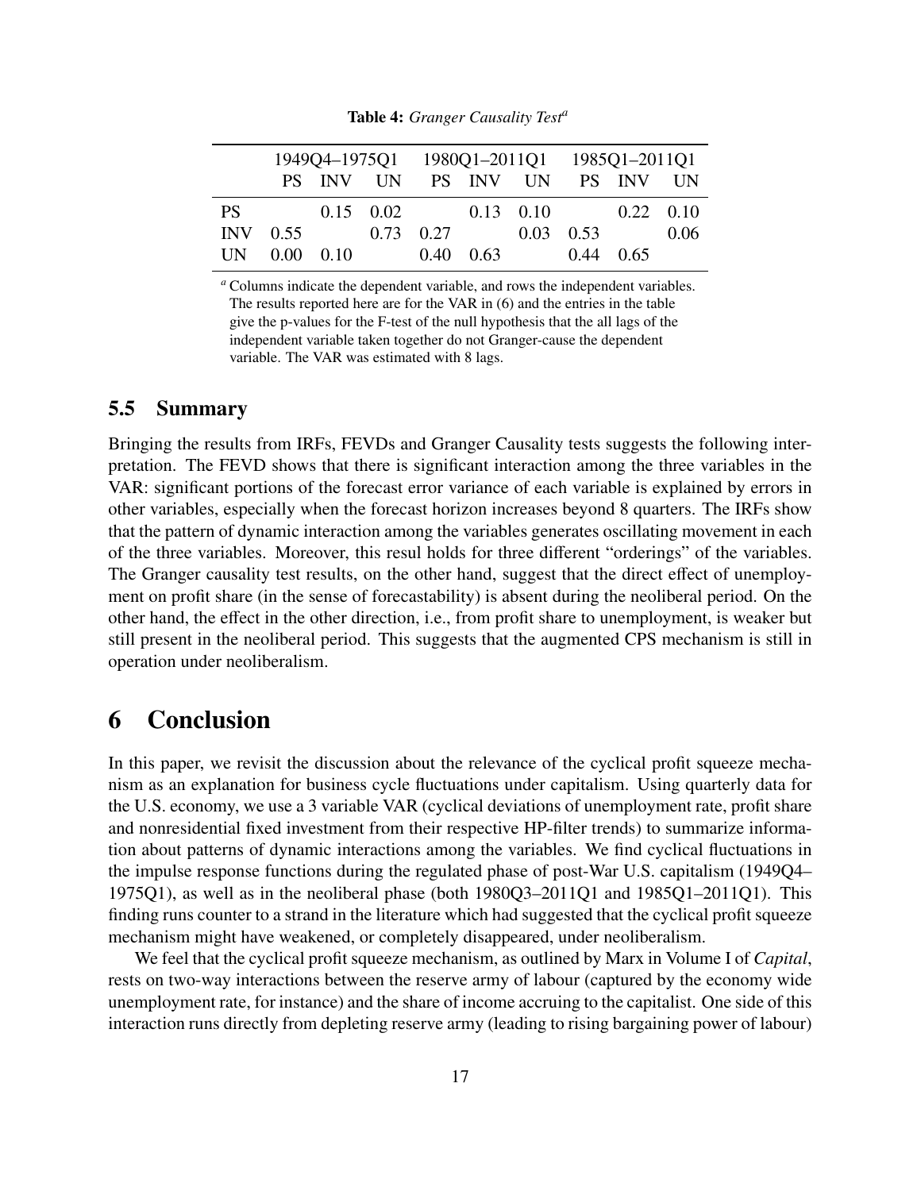**Table 4:** *Granger Causality Test*[a]

| | 1949Q4–1975Q1 | | | 1980Q1–2011Q1 | | | 1985Q1–2011Q1 | | |
|---|---|---|---|---|---|---|---|---|---|
| | PS | INV | UN | PS | INV | UN | PS | INV | UN |
| PS | | 0.15 | 0.02 | | 0.13 | 0.10 | | 0.22 | 0.10 |
| INV | 0.55 | | 0.73 | 0.27 | | 0.03 | 0.53 | | 0.06 |
| UN | 0.00 | 0.10 | | 0.40 | 0.63 | | 0.44 | 0.65 | |

[a] Columns indicate the dependent variable, and rows the independent variables. The results reported here are for the VAR in (6) and the entries in the table give the p-values for the F-test of the null hypothesis that the all lags of the independent variable taken together do not Granger-cause the dependent variable. The VAR was estimated with 8 lags.

### 5.5 Summary

Bringing the results from IRFs, FEVDs and Granger Causality tests suggests the following interpretation. The FEVD shows that there is significant interaction among the three variables in the VAR: significant portions of the forecast error variance of each variable is explained by errors in other variables, especially when the forecast horizon increases beyond 8 quarters. The IRFs show that the pattern of dynamic interaction among the variables generates oscillating movement in each of the three variables. Moreover, this resul holds for three different "orderings" of the variables. The Granger causality test results, on the other hand, suggest that the direct effect of unemployment on profit share (in the sense of forecastability) is absent during the neoliberal period. On the other hand, the effect in the other direction, i.e., from profit share to unemployment, is weaker but still present in the neoliberal period. This suggests that the augmented CPS mechanism is still in operation under neoliberalism.

## 6 Conclusion

In this paper, we revisit the discussion about the relevance of the cyclical profit squeeze mechanism as an explanation for business cycle fluctuations under capitalism. Using quarterly data for the U.S. economy, we use a 3 variable VAR (cyclical deviations of unemployment rate, profit share and nonresidential fixed investment from their respective HP-filter trends) to summarize information about patterns of dynamic interactions among the variables. We find cyclical fluctuations in the impulse response functions during the regulated phase of post-War U.S. capitalism (1949Q4–1975Q1), as well as in the neoliberal phase (both 1980Q3–2011Q1 and 1985Q1–2011Q1). This finding runs counter to a strand in the literature which had suggested that the cyclical profit squeeze mechanism might have weakened, or completely disappeared, under neoliberalism.

We feel that the cyclical profit squeeze mechanism, as outlined by Marx in Volume I of *Capital*, rests on two-way interactions between the reserve army of labour (captured by the economy wide unemployment rate, for instance) and the share of income accruing to the capitalist. One side of this interaction runs directly from depleting reserve army (leading to rising bargaining power of labour)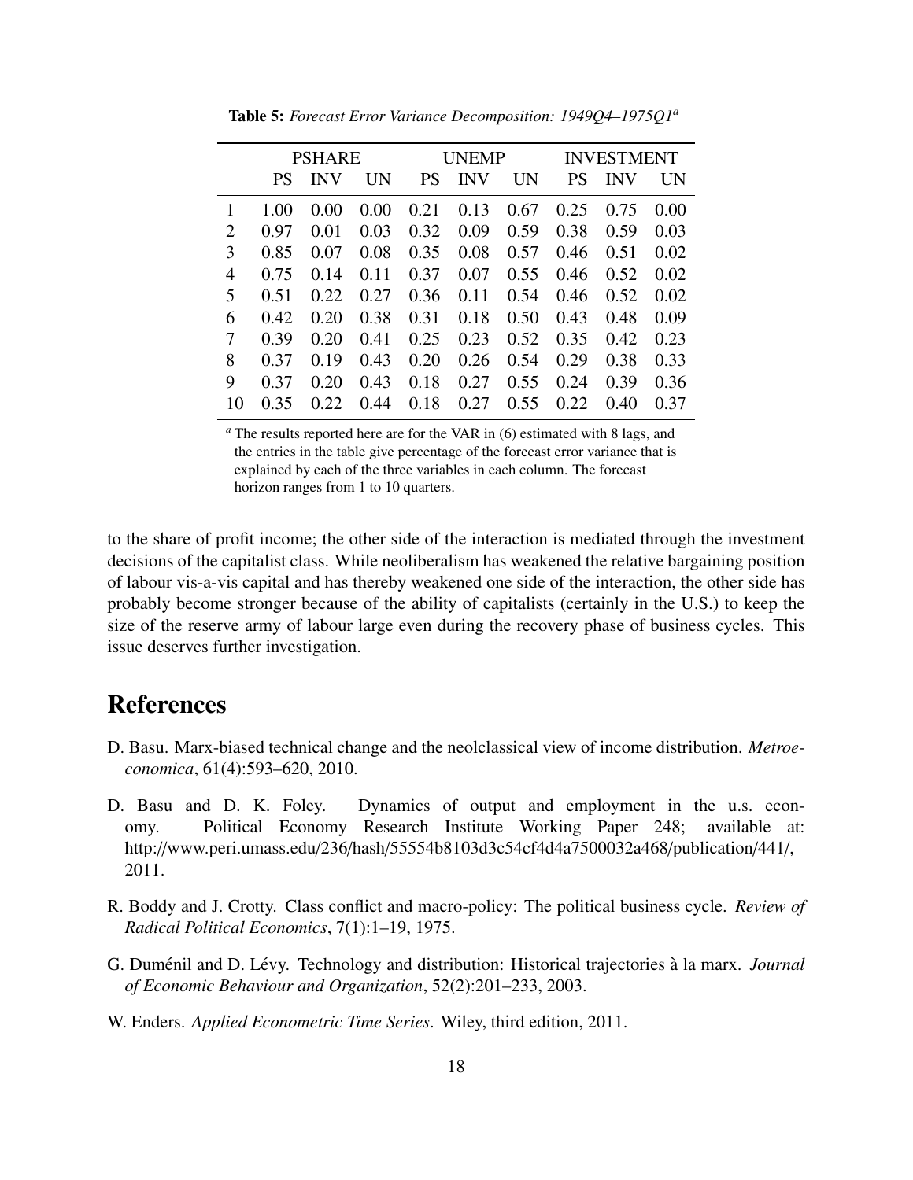**Table 5:** *Forecast Error Variance Decomposition: 1949Q4–1975Q1*[a]

| | PSHARE | | | UNEMP | | | INVESTMENT | | |
|---|---|---|---|---|---|---|---|---|---|
| | PS | INV | UN | PS | INV | UN | PS | INV | UN |
| 1 | 1.00 | 0.00 | 0.00 | 0.21 | 0.13 | 0.67 | 0.25 | 0.75 | 0.00 |
| 2 | 0.97 | 0.01 | 0.03 | 0.32 | 0.09 | 0.59 | 0.38 | 0.59 | 0.03 |
| 3 | 0.85 | 0.07 | 0.08 | 0.35 | 0.08 | 0.57 | 0.46 | 0.51 | 0.02 |
| 4 | 0.75 | 0.14 | 0.11 | 0.37 | 0.07 | 0.55 | 0.46 | 0.52 | 0.02 |
| 5 | 0.51 | 0.22 | 0.27 | 0.36 | 0.11 | 0.54 | 0.46 | 0.52 | 0.02 |
| 6 | 0.42 | 0.20 | 0.38 | 0.31 | 0.18 | 0.50 | 0.43 | 0.48 | 0.09 |
| 7 | 0.39 | 0.20 | 0.41 | 0.25 | 0.23 | 0.52 | 0.35 | 0.42 | 0.23 |
| 8 | 0.37 | 0.19 | 0.43 | 0.20 | 0.26 | 0.54 | 0.29 | 0.38 | 0.33 |
| 9 | 0.37 | 0.20 | 0.43 | 0.18 | 0.27 | 0.55 | 0.24 | 0.39 | 0.36 |
| 10 | 0.35 | 0.22 | 0.44 | 0.18 | 0.27 | 0.55 | 0.22 | 0.40 | 0.37 |

[a] The results reported here are for the VAR in (6) estimated with 8 lags, and the entries in the table give percentage of the forecast error variance that is explained by each of the three variables in each column. The forecast horizon ranges from 1 to 10 quarters.

to the share of profit income; the other side of the interaction is mediated through the investment decisions of the capitalist class. While neoliberalism has weakened the relative bargaining position of labour vis-a-vis capital and has thereby weakened one side of the interaction, the other side has probably become stronger because of the ability of capitalists (certainly in the U.S.) to keep the size of the reserve army of labour large even during the recovery phase of business cycles. This issue deserves further investigation.

# References

D. Basu. Marx-biased technical change and the neolclassical view of income distribution. *Metroeconomica*, 61(4):593–620, 2010.

D. Basu and D. K. Foley. Dynamics of output and employment in the u.s. economy. Political Economy Research Institute Working Paper 248; available at: http://www.peri.umass.edu/236/hash/55554b8103d3c54cf4d4a7500032a468/publication/441/, 2011.

R. Boddy and J. Crotty. Class conflict and macro-policy: The political business cycle. *Review of Radical Political Economics*, 7(1):1–19, 1975.

G. Duménil and D. Lévy. Technology and distribution: Historical trajectories à la marx. *Journal of Economic Behaviour and Organization*, 52(2):201–233, 2003.

W. Enders. *Applied Econometric Time Series*. Wiley, third edition, 2011.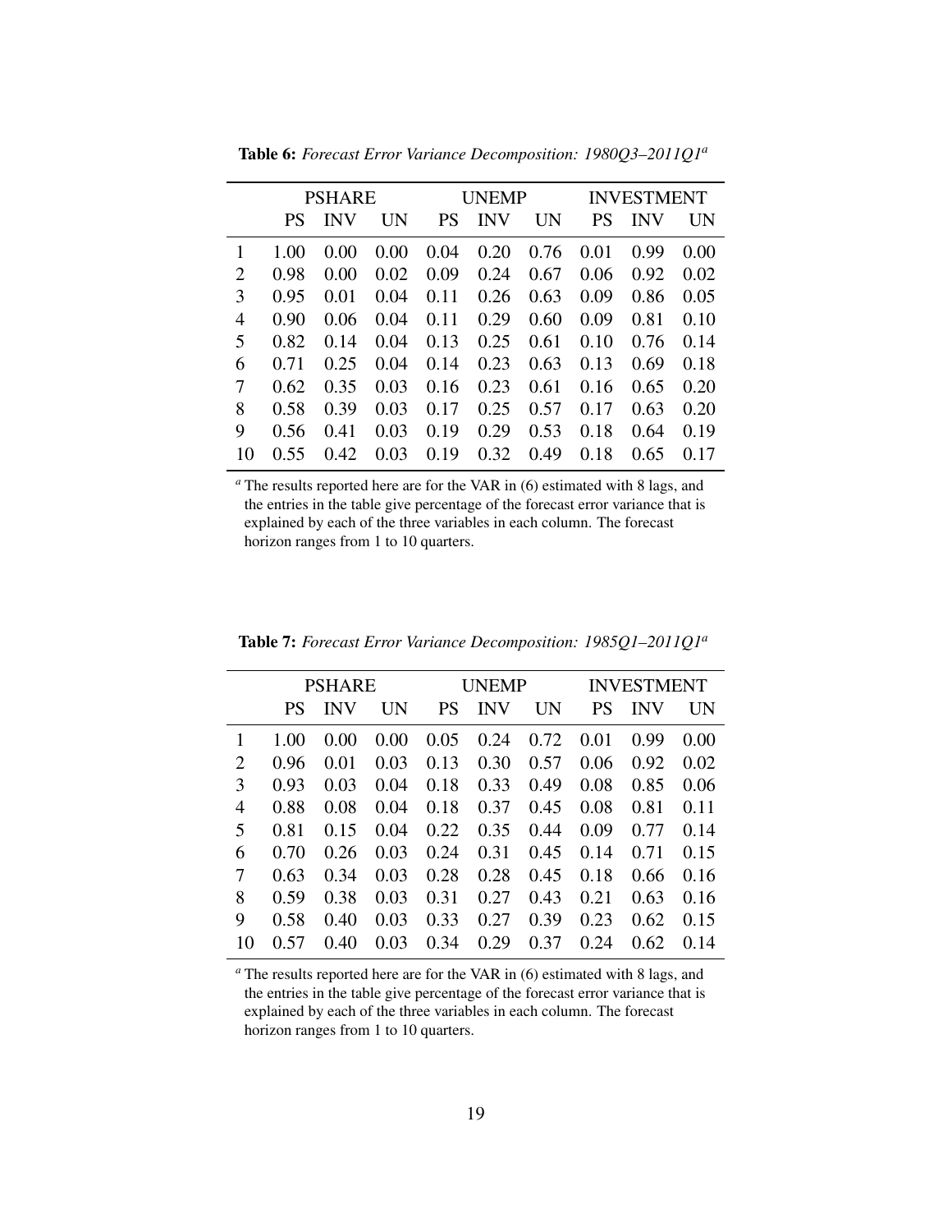**Table 6:** *Forecast Error Variance Decomposition: 1980Q3–2011Q1*[a]

| | PSHARE | | | UNEMP | | | INVESTMENT | | |
|---|---|---|---|---|---|---|---|---|---|
| | PS | INV | UN | PS | INV | UN | PS | INV | UN |
| 1 | 1.00 | 0.00 | 0.00 | 0.04 | 0.20 | 0.76 | 0.01 | 0.99 | 0.00 |
| 2 | 0.98 | 0.00 | 0.02 | 0.09 | 0.24 | 0.67 | 0.06 | 0.92 | 0.02 |
| 3 | 0.95 | 0.01 | 0.04 | 0.11 | 0.26 | 0.63 | 0.09 | 0.86 | 0.05 |
| 4 | 0.90 | 0.06 | 0.04 | 0.11 | 0.29 | 0.60 | 0.09 | 0.81 | 0.10 |
| 5 | 0.82 | 0.14 | 0.04 | 0.13 | 0.25 | 0.61 | 0.10 | 0.76 | 0.14 |
| 6 | 0.71 | 0.25 | 0.04 | 0.14 | 0.23 | 0.63 | 0.13 | 0.69 | 0.18 |
| 7 | 0.62 | 0.35 | 0.03 | 0.16 | 0.23 | 0.61 | 0.16 | 0.65 | 0.20 |
| 8 | 0.58 | 0.39 | 0.03 | 0.17 | 0.25 | 0.57 | 0.17 | 0.63 | 0.20 |
| 9 | 0.56 | 0.41 | 0.03 | 0.19 | 0.29 | 0.53 | 0.18 | 0.64 | 0.19 |
| 10 | 0.55 | 0.42 | 0.03 | 0.19 | 0.32 | 0.49 | 0.18 | 0.65 | 0.17 |

[a] The results reported here are for the VAR in (6) estimated with 8 lags, and the entries in the table give percentage of the forecast error variance that is explained by each of the three variables in each column. The forecast horizon ranges from 1 to 10 quarters.

**Table 7:** *Forecast Error Variance Decomposition: 1985Q1–2011Q1*[a]

| | PSHARE | | | UNEMP | | | INVESTMENT | | |
|---|---|---|---|---|---|---|---|---|---|
| | PS | INV | UN | PS | INV | UN | PS | INV | UN |
| 1 | 1.00 | 0.00 | 0.00 | 0.05 | 0.24 | 0.72 | 0.01 | 0.99 | 0.00 |
| 2 | 0.96 | 0.01 | 0.03 | 0.13 | 0.30 | 0.57 | 0.06 | 0.92 | 0.02 |
| 3 | 0.93 | 0.03 | 0.04 | 0.18 | 0.33 | 0.49 | 0.08 | 0.85 | 0.06 |
| 4 | 0.88 | 0.08 | 0.04 | 0.18 | 0.37 | 0.45 | 0.08 | 0.81 | 0.11 |
| 5 | 0.81 | 0.15 | 0.04 | 0.22 | 0.35 | 0.44 | 0.09 | 0.77 | 0.14 |
| 6 | 0.70 | 0.26 | 0.03 | 0.24 | 0.31 | 0.45 | 0.14 | 0.71 | 0.15 |
| 7 | 0.63 | 0.34 | 0.03 | 0.28 | 0.28 | 0.45 | 0.18 | 0.66 | 0.16 |
| 8 | 0.59 | 0.38 | 0.03 | 0.31 | 0.27 | 0.43 | 0.21 | 0.63 | 0.16 |
| 9 | 0.58 | 0.40 | 0.03 | 0.33 | 0.27 | 0.39 | 0.23 | 0.62 | 0.15 |
| 10 | 0.57 | 0.40 | 0.03 | 0.34 | 0.29 | 0.37 | 0.24 | 0.62 | 0.14 |

[a] The results reported here are for the VAR in (6) estimated with 8 lags, and the entries in the table give percentage of the forecast error variance that is explained by each of the three variables in each column. The forecast horizon ranges from 1 to 10 quarters.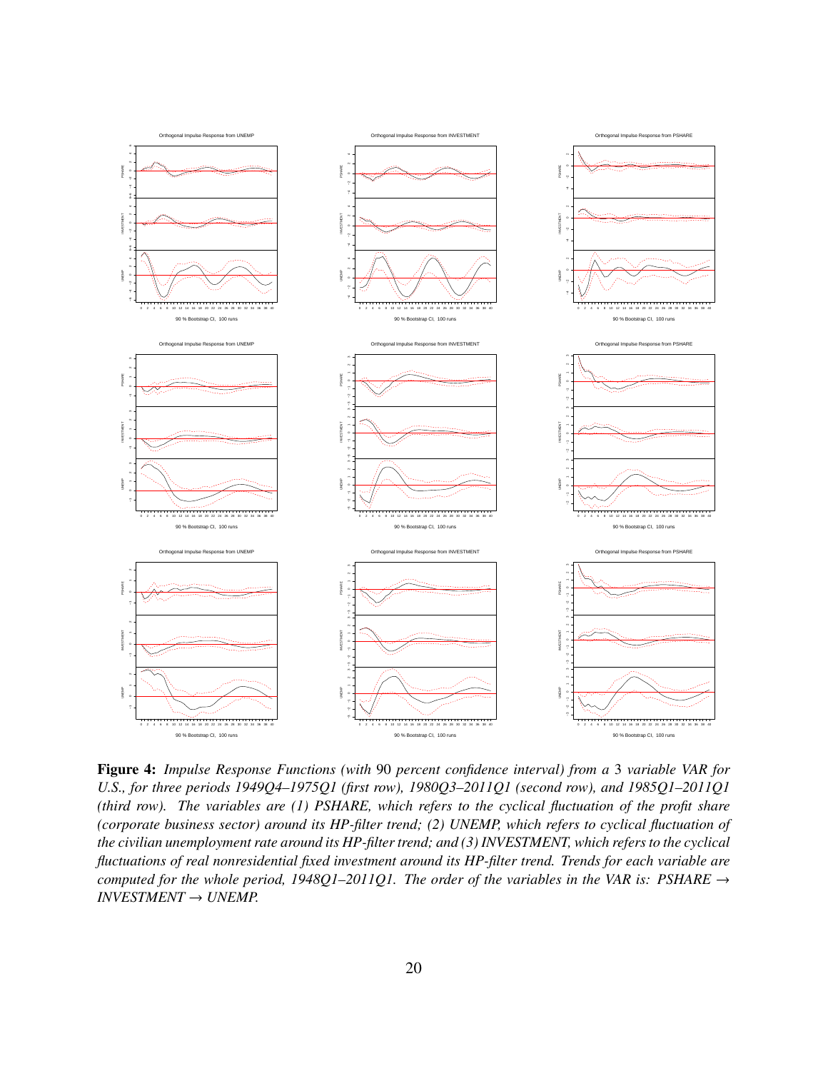**Figure 4:** *Impulse Response Functions (with* 90 *percent confidence interval) from a* 3 *variable VAR for U.S., for three periods 1949Q4–1975Q1 (first row), 1980Q3–2011Q1 (second row), and 1985Q1–2011Q1 (third row). The variables are (1) PSHARE, which refers to the cyclical fluctuation of the profit share (corporate business sector) around its HP-filter trend; (2) UNEMP, which refers to cyclical fluctuation of the civilian unemployment rate around its HP-filter trend; and (3) INVESTMENT, which refers to the cyclical fluctuations of real nonresidential fixed investment around its HP-filter trend. Trends for each variable are computed for the whole period, 1948Q1–2011Q1. The order of the variables in the VAR is: PSHARE → INVESTMENT → UNEMP.*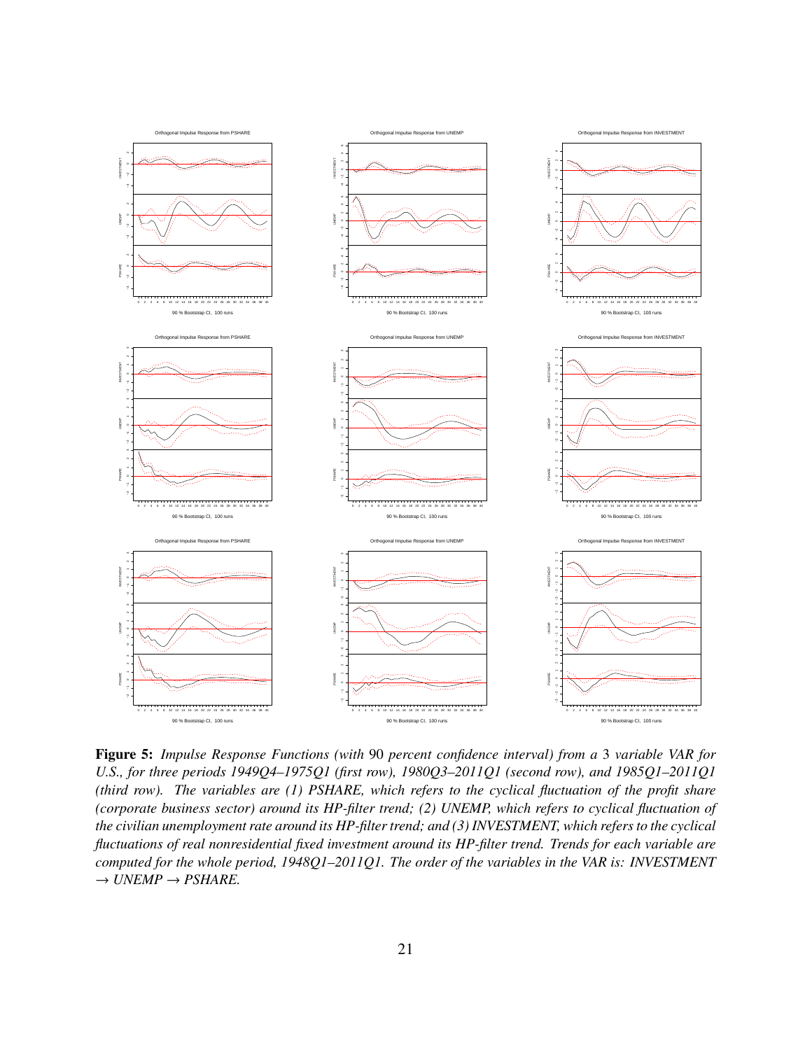**Figure 5:** *Impulse Response Functions (with* 90 *percent confidence interval) from a* 3 *variable VAR for U.S., for three periods 1949Q4–1975Q1 (first row), 1980Q3–2011Q1 (second row), and 1985Q1–2011Q1 (third row). The variables are (1) PSHARE, which refers to the cyclical fluctuation of the profit share (corporate business sector) around its HP-filter trend; (2) UNEMP, which refers to cyclical fluctuation of the civilian unemployment rate around its HP-filter trend; and (3) INVESTMENT, which refers to the cyclical fluctuations of real nonresidential fixed investment around its HP-filter trend. Trends for each variable are computed for the whole period, 1948Q1–2011Q1. The order of the variables in the VAR is: INVESTMENT* $\rightarrow$ *UNEMP* $\rightarrow$ *PSHARE.*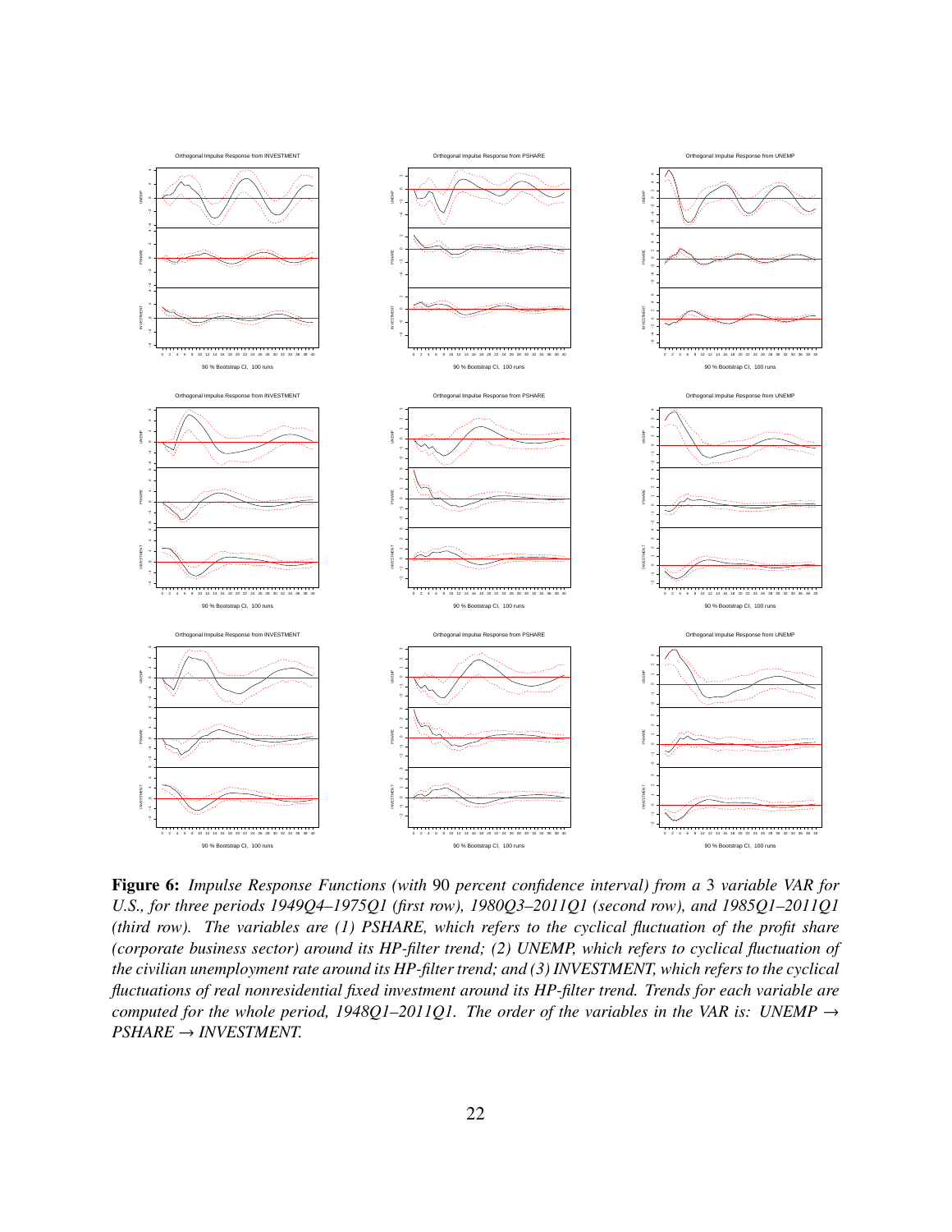**Figure 6:** *Impulse Response Functions (with* 90 *percent confidence interval) from a* 3 *variable VAR for U.S., for three periods 1949Q4–1975Q1 (first row), 1980Q3–2011Q1 (second row), and 1985Q1–2011Q1 (third row). The variables are (1) PSHARE, which refers to the cyclical fluctuation of the profit share (corporate business sector) around its HP-filter trend; (2) UNEMP, which refers to cyclical fluctuation of the civilian unemployment rate around its HP-filter trend; and (3) INVESTMENT, which refers to the cyclical fluctuations of real nonresidential fixed investment around its HP-filter trend. Trends for each variable are computed for the whole period, 1948Q1–2011Q1. The order of the variables in the VAR is: UNEMP → PSHARE → INVESTMENT.*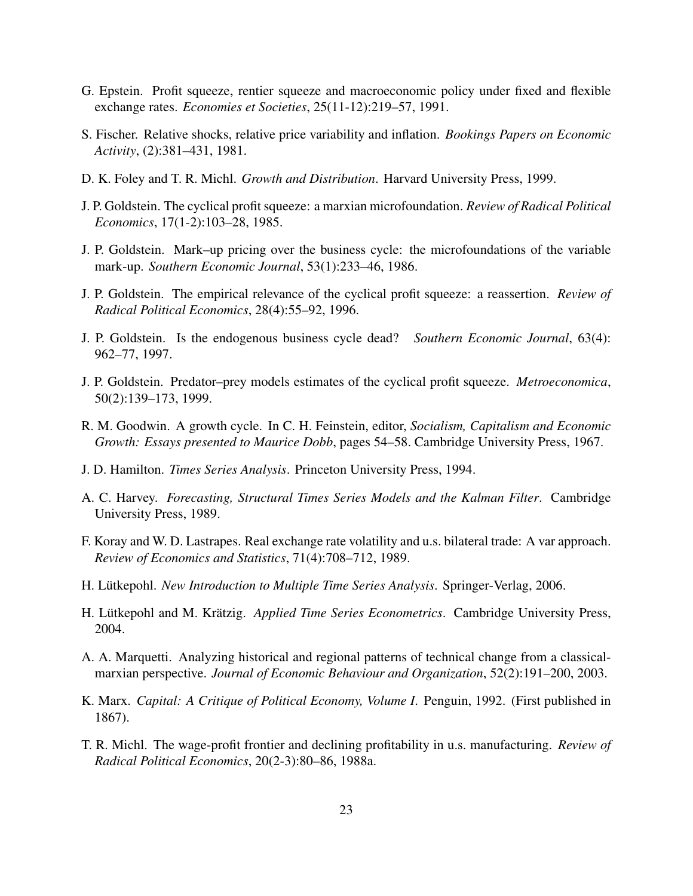G. Epstein. Profit squeeze, rentier squeeze and macroeconomic policy under fixed and flexible exchange rates. *Economies et Societies*, 25(11-12):219–57, 1991.

S. Fischer. Relative shocks, relative price variability and inflation. *Bookings Papers on Economic Activity*, (2):381–431, 1981.

D. K. Foley and T. R. Michl. *Growth and Distribution*. Harvard University Press, 1999.

J. P. Goldstein. The cyclical profit squeeze: a marxian microfoundation. *Review of Radical Political Economics*, 17(1-2):103–28, 1985.

J. P. Goldstein. Mark–up pricing over the business cycle: the microfoundations of the variable mark-up. *Southern Economic Journal*, 53(1):233–46, 1986.

J. P. Goldstein. The empirical relevance of the cyclical profit squeeze: a reassertion. *Review of Radical Political Economics*, 28(4):55–92, 1996.

J. P. Goldstein. Is the endogenous business cycle dead? *Southern Economic Journal*, 63(4): 962–77, 1997.

J. P. Goldstein. Predator–prey models estimates of the cyclical profit squeeze. *Metroeconomica*, 50(2):139–173, 1999.

R. M. Goodwin. A growth cycle. In C. H. Feinstein, editor, *Socialism, Capitalism and Economic Growth: Essays presented to Maurice Dobb*, pages 54–58. Cambridge University Press, 1967.

J. D. Hamilton. *Times Series Analysis*. Princeton University Press, 1994.

A. C. Harvey. *Forecasting, Structural Times Series Models and the Kalman Filter*. Cambridge University Press, 1989.

F. Koray and W. D. Lastrapes. Real exchange rate volatility and u.s. bilateral trade: A var approach. *Review of Economics and Statistics*, 71(4):708–712, 1989.

H. Lütkepohl. *New Introduction to Multiple Time Series Analysis*. Springer-Verlag, 2006.

H. Lütkepohl and M. Krätzig. *Applied Time Series Econometrics*. Cambridge University Press, 2004.

A. A. Marquetti. Analyzing historical and regional patterns of technical change from a classical-marxian perspective. *Journal of Economic Behaviour and Organization*, 52(2):191–200, 2003.

K. Marx. *Capital: A Critique of Political Economy, Volume I*. Penguin, 1992. (First published in 1867).

T. R. Michl. The wage-profit frontier and declining profitability in u.s. manufacturing. *Review of Radical Political Economics*, 20(2-3):80–86, 1988a.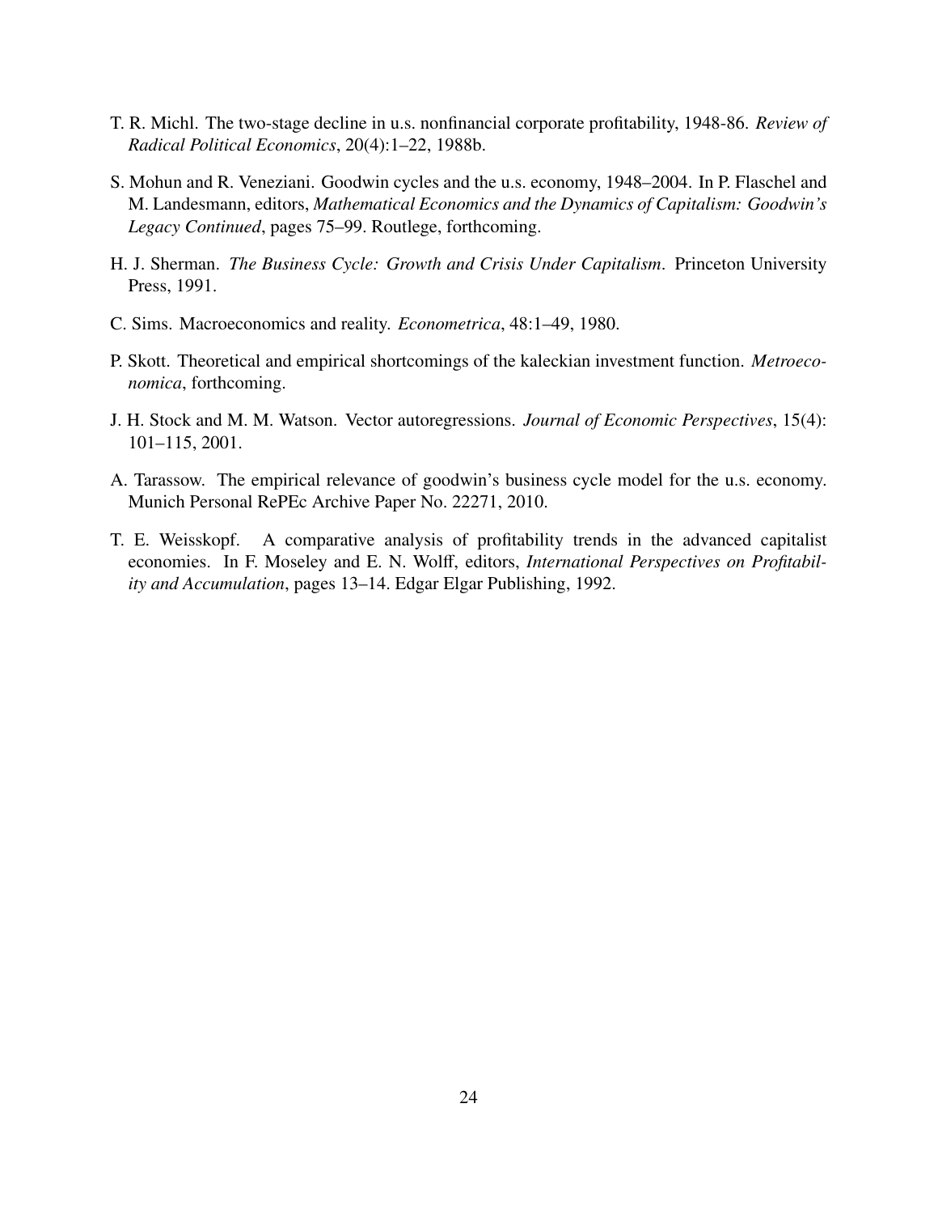T. R. Michl. The two-stage decline in u.s. nonfinancial corporate profitability, 1948-86. *Review of Radical Political Economics*, 20(4):1–22, 1988b.

S. Mohun and R. Veneziani. Goodwin cycles and the u.s. economy, 1948–2004. In P. Flaschel and M. Landesmann, editors, *Mathematical Economics and the Dynamics of Capitalism: Goodwin's Legacy Continued*, pages 75–99. Routlege, forthcoming.

H. J. Sherman. *The Business Cycle: Growth and Crisis Under Capitalism*. Princeton University Press, 1991.

C. Sims. Macroeconomics and reality. *Econometrica*, 48:1–49, 1980.

P. Skott. Theoretical and empirical shortcomings of the kaleckian investment function. *Metroeconomica*, forthcoming.

J. H. Stock and M. M. Watson. Vector autoregressions. *Journal of Economic Perspectives*, 15(4): 101–115, 2001.

A. Tarassow. The empirical relevance of goodwin's business cycle model for the u.s. economy. Munich Personal RePEc Archive Paper No. 22271, 2010.

T. E. Weisskopf. A comparative analysis of profitability trends in the advanced capitalist economies. In F. Moseley and E. N. Wolff, editors, *International Perspectives on Profitability and Accumulation*, pages 13–14. Edgar Elgar Publishing, 1992.